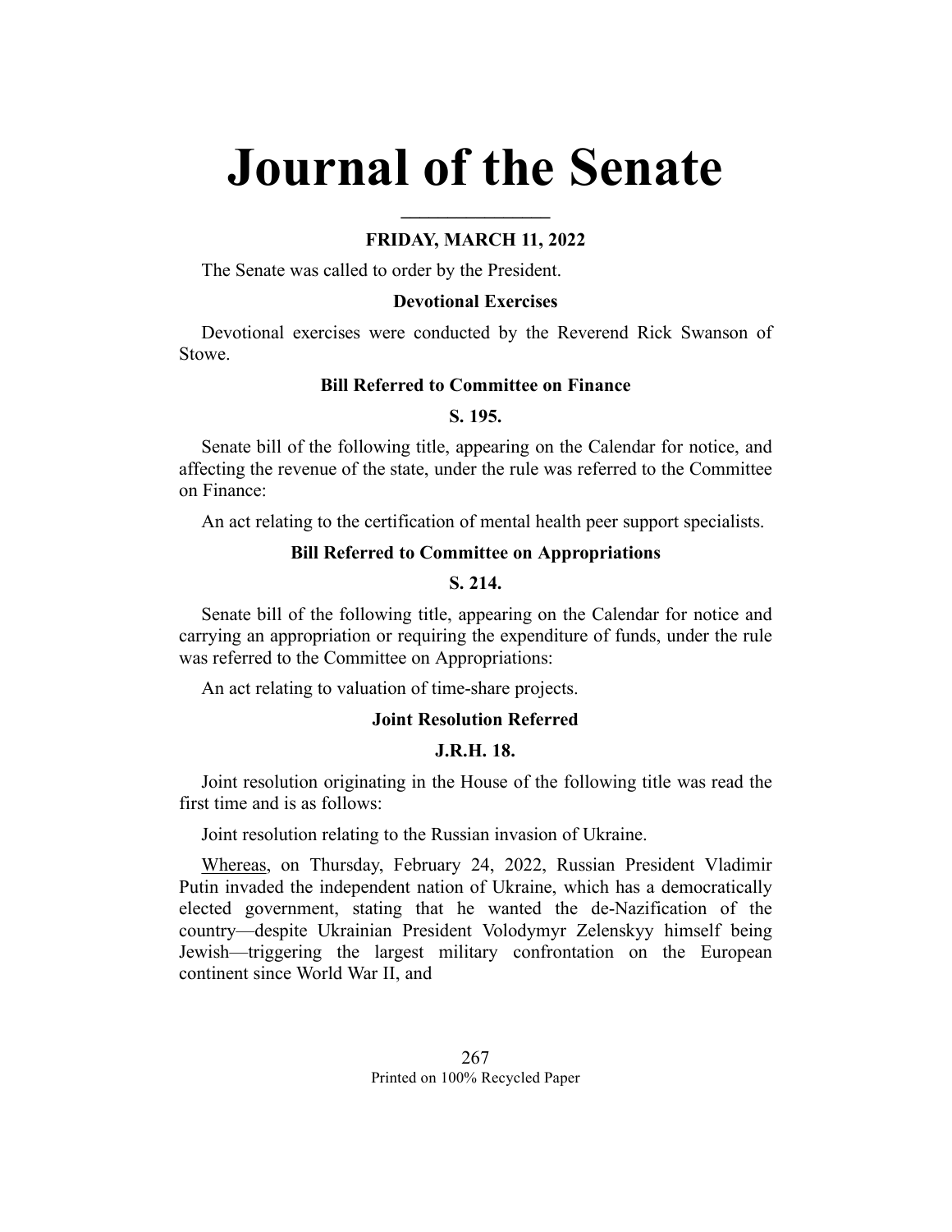# Journal of the Senate

---

### FRIDAY, MARCH 11, 2022

The Senate was called to order by the President.

### Devotional Exercises

Devotional exercises were conducted by the Reverend Rick Swanson of Stowe.

### Bill Referred to Committee on Finance

### S. 195.

Senate bill of the following title, appearing on the Calendar for notice, and affecting the revenue of the state, under the rule was referred to the Committee on Finance:

An act relating to the certification of mental health peer support specialists.

### Bill Referred to Committee on Appropriations

### S. 214.

Senate bill of the following title, appearing on the Calendar for notice and carrying an appropriation or requiring the expenditure of funds, under the rule was referred to the Committee on Appropriations:

An act relating to valuation of time-share projects.

### Joint Resolution Referred

### J.R.H. 18.

Joint resolution originating in the House of the following title was read the first time and is as follows:

Joint resolution relating to the Russian invasion of Ukraine.

Whereas, on Thursday, February 24, 2022, Russian President Vladimir Putin invaded the independent nation of Ukraine, which has a democratically elected government, stating that he wanted the de-Nazification of the country—despite Ukrainian President Volodymyr Zelenskyy himself being Jewish—triggering the largest military confrontation on the European continent since World War II, and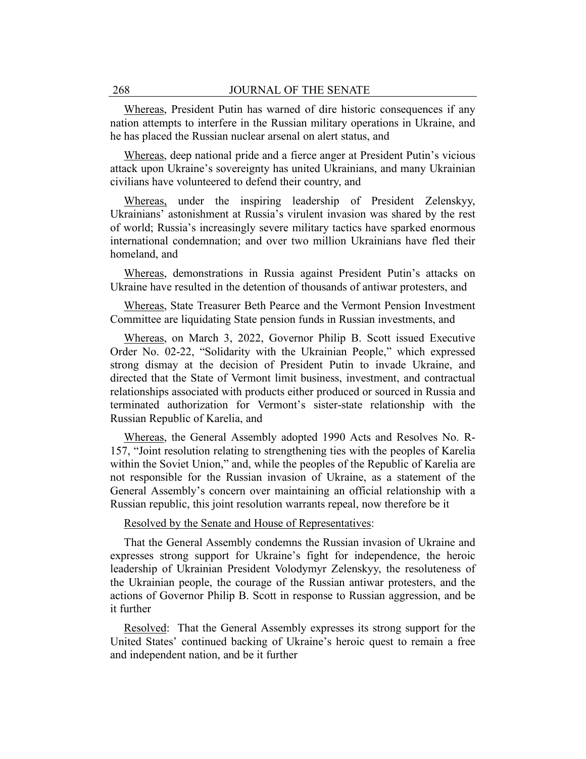Whereas, President Putin has warned of dire historic consequences if any nation attempts to interfere in the Russian military operations in Ukraine, and he has placed the Russian nuclear arsenal on alert status, and

Whereas, deep national pride and a fierce anger at President Putin's vicious attack upon Ukraine's sovereignty has united Ukrainians, and many Ukrainian civilians have volunteered to defend their country, and

Whereas, under the inspiring leadership of President Zelenskyy, Ukrainians' astonishment at Russia's virulent invasion was shared by the rest of world; Russia's increasingly severe military tactics have sparked enormous international condemnation; and over two million Ukrainians have fled their homeland, and

Whereas, demonstrations in Russia against President Putin's attacks on Ukraine have resulted in the detention of thousands of antiwar protesters, and

Whereas, State Treasurer Beth Pearce and the Vermont Pension Investment Committee are liquidating State pension funds in Russian investments, and

Whereas, on March 3, 2022, Governor Philip B. Scott issued Executive Order No. 02-22, "Solidarity with the Ukrainian People," which expressed strong dismay at the decision of President Putin to invade Ukraine, and directed that the State of Vermont limit business, investment, and contractual relationships associated with products either produced or sourced in Russia and terminated authorization for Vermont's sister-state relationship with the Russian Republic of Karelia, and

Whereas, the General Assembly adopted 1990 Acts and Resolves No. R-157, "Joint resolution relating to strengthening ties with the peoples of Karelia within the Soviet Union," and, while the peoples of the Republic of Karelia are not responsible for the Russian invasion of Ukraine, as a statement of the General Assembly's concern over maintaining an official relationship with a Russian republic, this joint resolution warrants repeal, now therefore be it

Resolved by the Senate and House of Representatives:

That the General Assembly condemns the Russian invasion of Ukraine and expresses strong support for Ukraine's fight for independence, the heroic leadership of Ukrainian President Volodymyr Zelenskyy, the resoluteness of the Ukrainian people, the courage of the Russian antiwar protesters, and the actions of Governor Philip B. Scott in response to Russian aggression, and be it further

Resolved: That the General Assembly expresses its strong support for the United States' continued backing of Ukraine's heroic quest to remain a free and independent nation, and be it further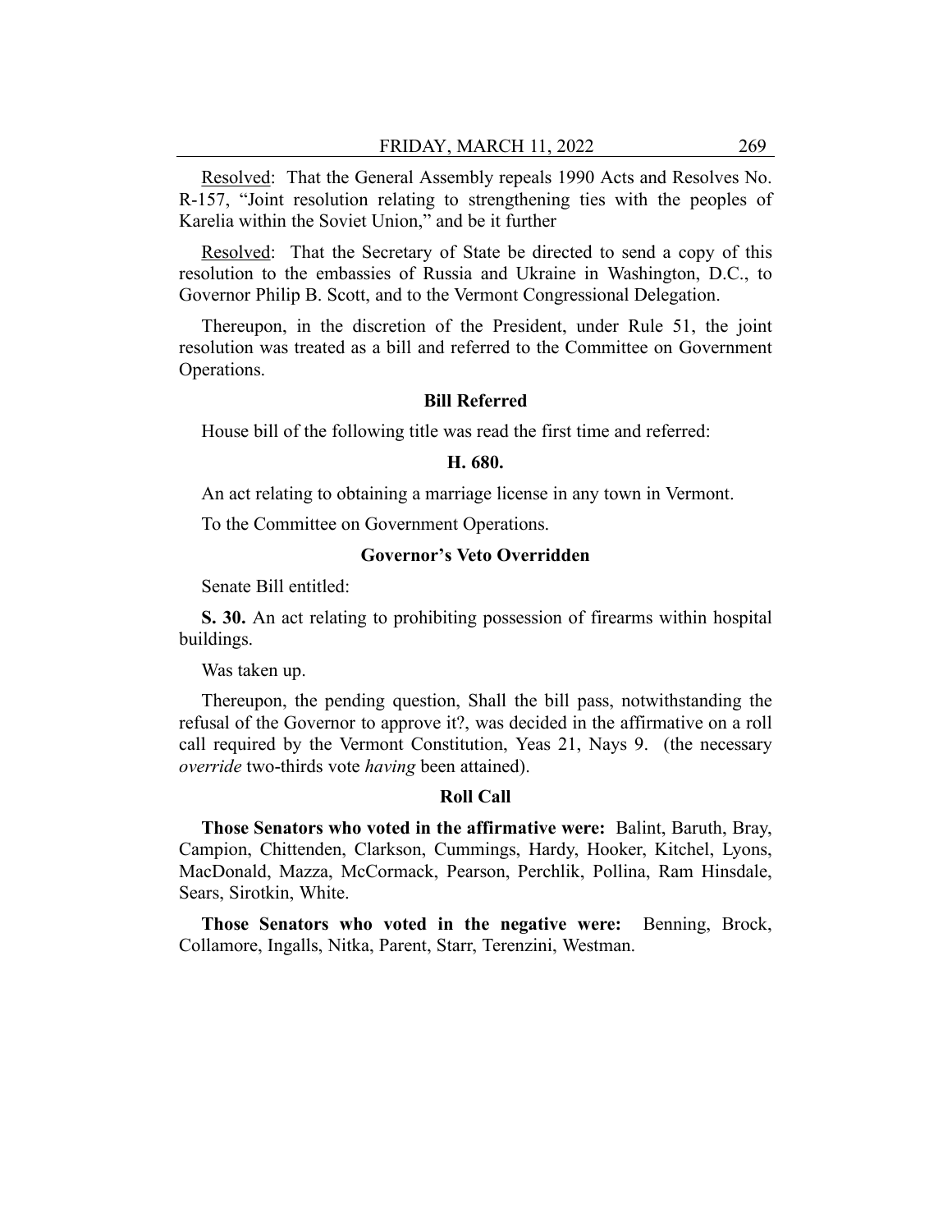Resolved: That the General Assembly repeals 1990 Acts and Resolves No. R-157, "Joint resolution relating to strengthening ties with the peoples of Karelia within the Soviet Union," and be it further

Resolved: That the Secretary of State be directed to send a copy of this resolution to the embassies of Russia and Ukraine in Washington, D.C., to Governor Philip B. Scott, and to the Vermont Congressional Delegation.

Thereupon, in the discretion of the President, under Rule 51, the joint resolution was treated as a bill and referred to the Committee on Government Operations.

**Bill Referred**

House bill of the following title was read the first time and referred:

**H. 680.**

An act relating to obtaining a marriage license in any town in Vermont.

To the Committee on Government Operations.

**Governor's Veto Overridden**

Senate Bill entitled:

**S. 30.** An act relating to prohibiting possession of firearms within hospital buildings.

Was taken up.

Thereupon, the pending question, Shall the bill pass, notwithstanding the refusal of the Governor to approve it?, was decided in the affirmative on a roll call required by the Vermont Constitution, Yeas 21, Nays 9. (the necessary *override* two-thirds vote *having* been attained).

**Roll Call**

**Those Senators who voted in the affirmative were:** Balint, Baruth, Bray, Campion, Chittenden, Clarkson, Cummings, Hardy, Hooker, Kitchel, Lyons, MacDonald, Mazza, McCormack, Pearson, Perchlik, Pollina, Ram Hinsdale, Sears, Sirotkin, White.

**Those Senators who voted in the negative were:** Benning, Brock, Collamore, Ingalls, Nitka, Parent, Starr, Terenzini, Westman.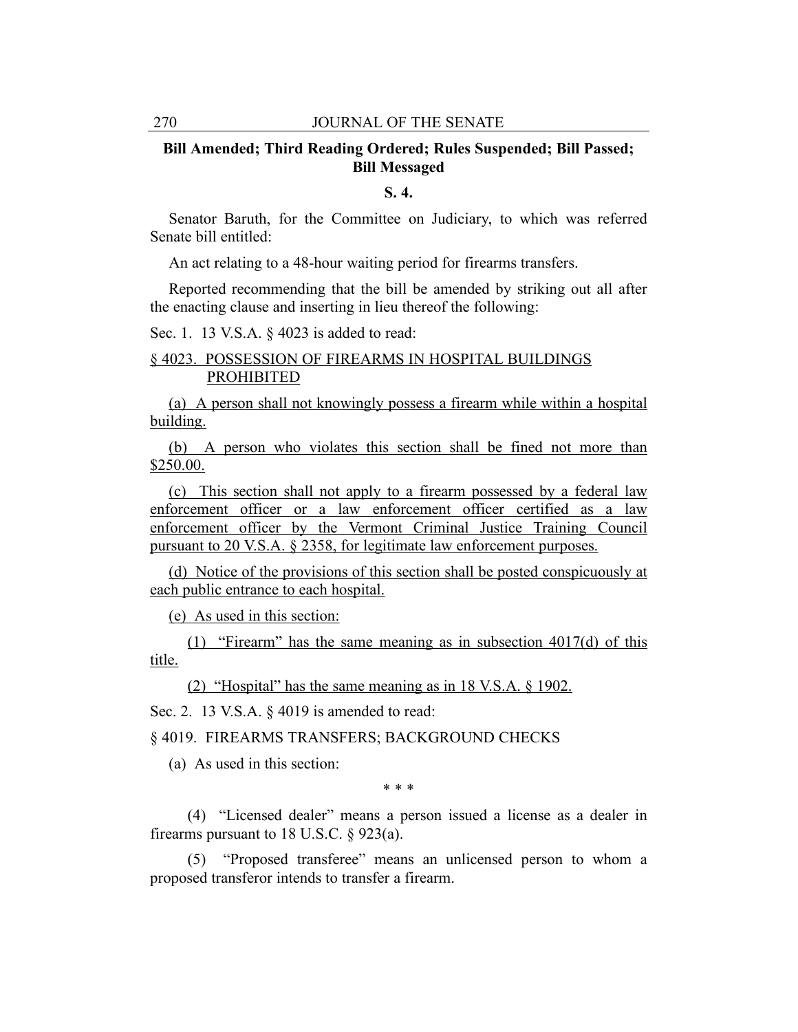**Bill Amended; Third Reading Ordered; Rules Suspended; Bill Passed; Bill Messaged**

**S. 4.**

Senator Baruth, for the Committee on Judiciary, to which was referred Senate bill entitled:

An act relating to a 48-hour waiting period for firearms transfers.

Reported recommending that the bill be amended by striking out all after the enacting clause and inserting in lieu thereof the following:

Sec. 1. 13 V.S.A. § 4023 is added to read:

§ 4023. POSSESSION OF FIREARMS IN HOSPITAL BUILDINGS PROHIBITED

(a) A person shall not knowingly possess a firearm while within a hospital building.

(b) A person who violates this section shall be fined not more than $250.00.

(c) This section shall not apply to a firearm possessed by a federal law enforcement officer or a law enforcement officer certified as a law enforcement officer by the Vermont Criminal Justice Training Council pursuant to 20 V.S.A. § 2358, for legitimate law enforcement purposes.

(d) Notice of the provisions of this section shall be posted conspicuously at each public entrance to each hospital.

(e) As used in this section:

(1) "Firearm" has the same meaning as in subsection 4017(d) of this title.

(2) "Hospital" has the same meaning as in 18 V.S.A. § 1902.

Sec. 2. 13 V.S.A. § 4019 is amended to read:

§ 4019. FIREARMS TRANSFERS; BACKGROUND CHECKS

(a) As used in this section:

\* \* \*

(4) "Licensed dealer" means a person issued a license as a dealer in firearms pursuant to 18 U.S.C. § 923(a).

(5) "Proposed transferee" means an unlicensed person to whom a proposed transferor intends to transfer a firearm.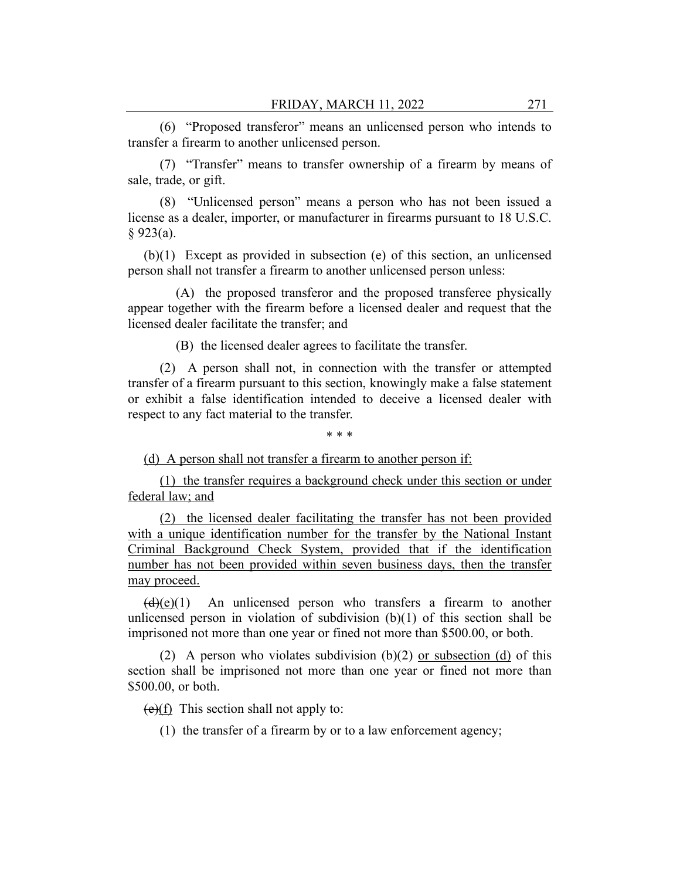(6) "Proposed transferor" means an unlicensed person who intends to transfer a firearm to another unlicensed person.

(7) "Transfer" means to transfer ownership of a firearm by means of sale, trade, or gift.

(8) "Unlicensed person" means a person who has not been issued a license as a dealer, importer, or manufacturer in firearms pursuant to 18 U.S.C. § 923(a).

(b)(1) Except as provided in subsection (e) of this section, an unlicensed person shall not transfer a firearm to another unlicensed person unless:

(A) the proposed transferor and the proposed transferee physically appear together with the firearm before a licensed dealer and request that the licensed dealer facilitate the transfer; and

(B) the licensed dealer agrees to facilitate the transfer.

(2) A person shall not, in connection with the transfer or attempted transfer of a firearm pursuant to this section, knowingly make a false statement or exhibit a false identification intended to deceive a licensed dealer with respect to any fact material to the transfer.

\* \* \*

(d) A person shall not transfer a firearm to another person if:

(1) the transfer requires a background check under this section or under federal law; and

(2) the licensed dealer facilitating the transfer has not been provided with a unique identification number for the transfer by the National Instant Criminal Background Check System, provided that if the identification number has not been provided within seven business days, then the transfer may proceed.

~~(d)~~(e)(1) An unlicensed person who transfers a firearm to another unlicensed person in violation of subdivision (b)(1) of this section shall be imprisoned not more than one year or fined not more than $500.00, or both.

(2) A person who violates subdivision (b)(2) or subsection (d) of this section shall be imprisoned not more than one year or fined not more than $500.00, or both.

~~(e)~~(f) This section shall not apply to:

(1) the transfer of a firearm by or to a law enforcement agency;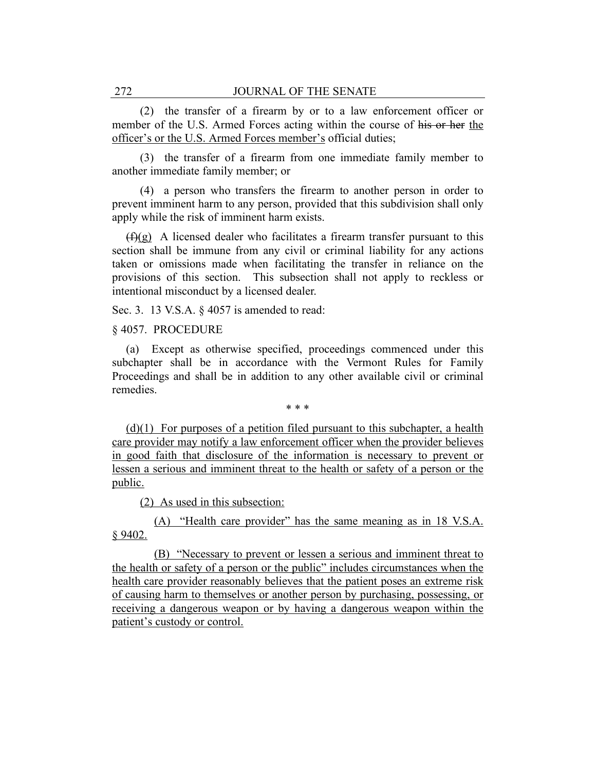(2) the transfer of a firearm by or to a law enforcement officer or member of the U.S. Armed Forces acting within the course of ~~his or her~~ the officer's or the U.S. Armed Forces member's official duties;

(3) the transfer of a firearm from one immediate family member to another immediate family member; or

(4) a person who transfers the firearm to another person in order to prevent imminent harm to any person, provided that this subdivision shall only apply while the risk of imminent harm exists.

~~(f)~~(g) A licensed dealer who facilitates a firearm transfer pursuant to this section shall be immune from any civil or criminal liability for any actions taken or omissions made when facilitating the transfer in reliance on the provisions of this section. This subsection shall not apply to reckless or intentional misconduct by a licensed dealer.

Sec. 3. 13 V.S.A. § 4057 is amended to read:

§ 4057. PROCEDURE

(a) Except as otherwise specified, proceedings commenced under this subchapter shall be in accordance with the Vermont Rules for Family Proceedings and shall be in addition to any other available civil or criminal remedies.

\* \* \*

(d)(1) For purposes of a petition filed pursuant to this subchapter, a health care provider may notify a law enforcement officer when the provider believes in good faith that disclosure of the information is necessary to prevent or lessen a serious and imminent threat to the health or safety of a person or the public.

(2) As used in this subsection:

(A) "Health care provider" has the same meaning as in 18 V.S.A. § 9402.

(B) "Necessary to prevent or lessen a serious and imminent threat to the health or safety of a person or the public" includes circumstances when the health care provider reasonably believes that the patient poses an extreme risk of causing harm to themselves or another person by purchasing, possessing, or receiving a dangerous weapon or by having a dangerous weapon within the patient's custody or control.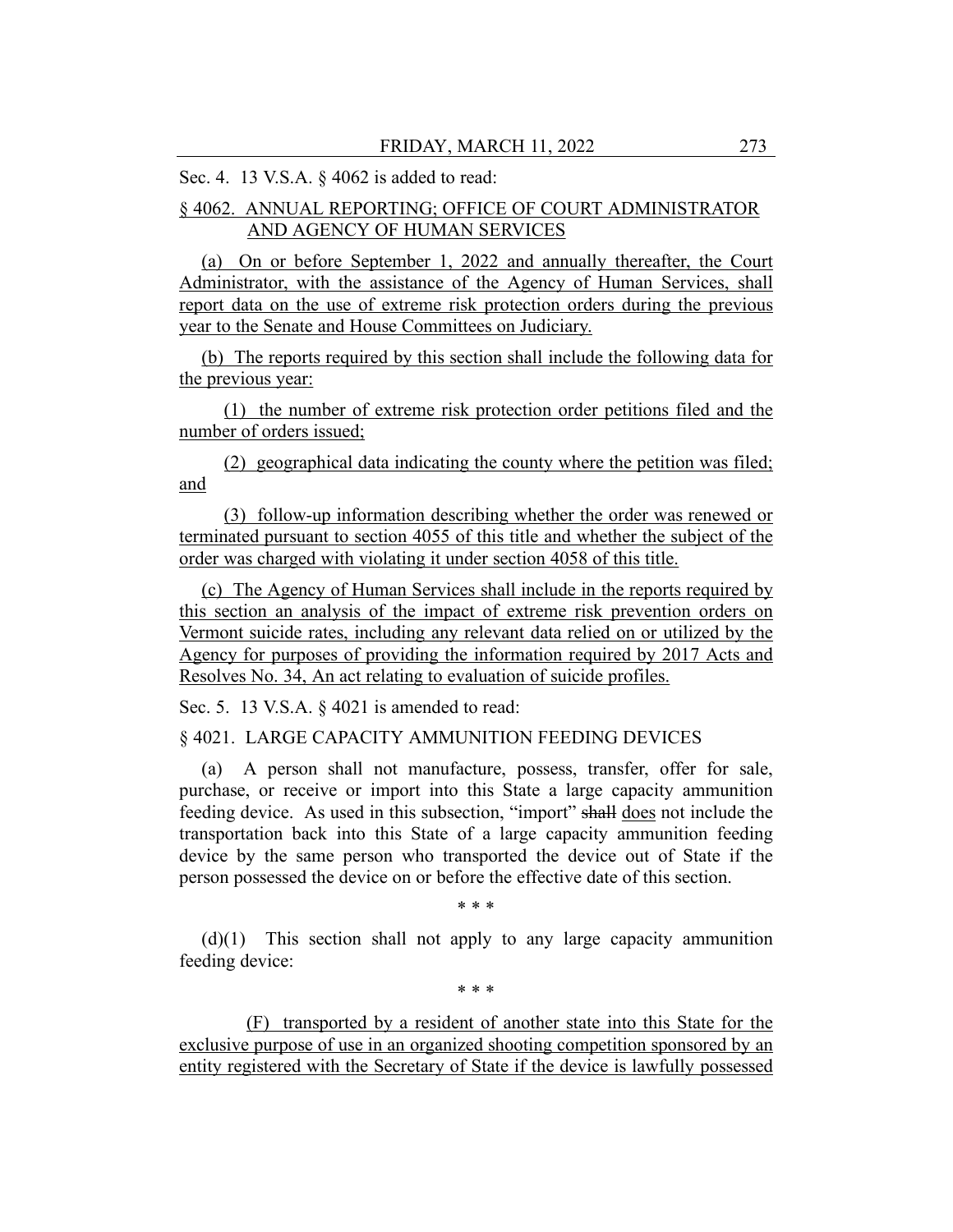Sec. 4. 13 V.S.A. § 4062 is added to read:

§ 4062. ANNUAL REPORTING; OFFICE OF COURT ADMINISTRATOR AND AGENCY OF HUMAN SERVICES

(a) On or before September 1, 2022 and annually thereafter, the Court Administrator, with the assistance of the Agency of Human Services, shall report data on the use of extreme risk protection orders during the previous year to the Senate and House Committees on Judiciary.

(b) The reports required by this section shall include the following data for the previous year:

(1) the number of extreme risk protection order petitions filed and the number of orders issued;

(2) geographical data indicating the county where the petition was filed; and

(3) follow-up information describing whether the order was renewed or terminated pursuant to section 4055 of this title and whether the subject of the order was charged with violating it under section 4058 of this title.

(c) The Agency of Human Services shall include in the reports required by this section an analysis of the impact of extreme risk prevention orders on Vermont suicide rates, including any relevant data relied on or utilized by the Agency for purposes of providing the information required by 2017 Acts and Resolves No. 34, An act relating to evaluation of suicide profiles.

Sec. 5. 13 V.S.A. § 4021 is amended to read:

§ 4021. LARGE CAPACITY AMMUNITION FEEDING DEVICES

(a) A person shall not manufacture, possess, transfer, offer for sale, purchase, or receive or import into this State a large capacity ammunition feeding device. As used in this subsection, "import" ~~shall~~ does not include the transportation back into this State of a large capacity ammunition feeding device by the same person who transported the device out of State if the person possessed the device on or before the effective date of this section.

\* \* \*

(d)(1) This section shall not apply to any large capacity ammunition feeding device:

\* \* \*

(F) transported by a resident of another state into this State for the exclusive purpose of use in an organized shooting competition sponsored by an entity registered with the Secretary of State if the device is lawfully possessed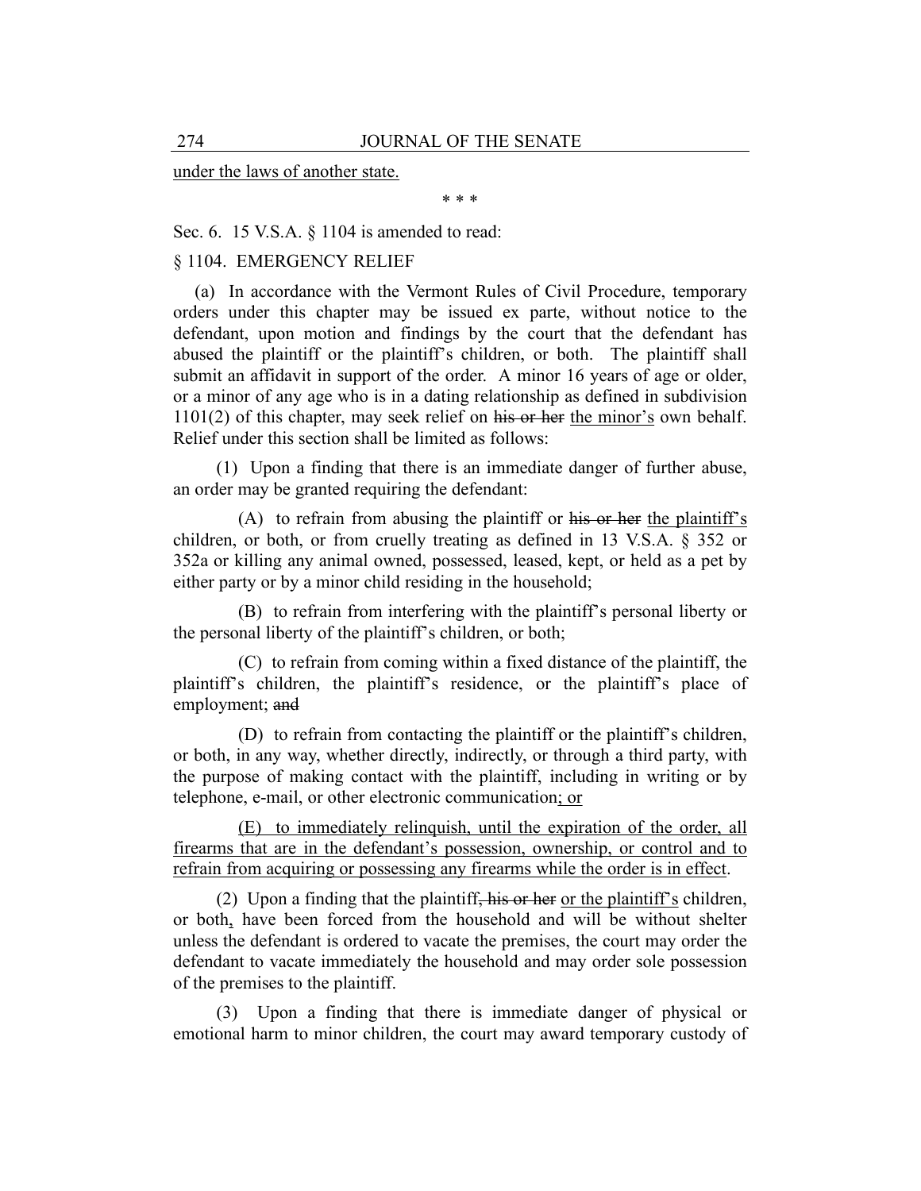under the laws of another state.

\* \* \*

Sec. 6. 15 V.S.A. § 1104 is amended to read:

§ 1104. EMERGENCY RELIEF

(a) In accordance with the Vermont Rules of Civil Procedure, temporary orders under this chapter may be issued ex parte, without notice to the defendant, upon motion and findings by the court that the defendant has abused the plaintiff or the plaintiff's children, or both. The plaintiff shall submit an affidavit in support of the order. A minor 16 years of age or older, or a minor of any age who is in a dating relationship as defined in subdivision 1101(2) of this chapter, may seek relief on ~~his or her~~ <u>the minor's</u> own behalf. Relief under this section shall be limited as follows:

(1) Upon a finding that there is an immediate danger of further abuse, an order may be granted requiring the defendant:

(A) to refrain from abusing the plaintiff or ~~his or her~~ <u>the plaintiff's</u> children, or both, or from cruelly treating as defined in 13 V.S.A. § 352 or 352a or killing any animal owned, possessed, leased, kept, or held as a pet by either party or by a minor child residing in the household;

(B) to refrain from interfering with the plaintiff's personal liberty or the personal liberty of the plaintiff's children, or both;

(C) to refrain from coming within a fixed distance of the plaintiff, the plaintiff's children, the plaintiff's residence, or the plaintiff's place of employment; ~~and~~

(D) to refrain from contacting the plaintiff or the plaintiff's children, or both, in any way, whether directly, indirectly, or through a third party, with the purpose of making contact with the plaintiff, including in writing or by telephone, e-mail, or other electronic communication<u>; or</u>

<u>(E) to immediately relinquish, until the expiration of the order, all firearms that are in the defendant's possession, ownership, or control and to refrain from acquiring or possessing any firearms while the order is in effect</u>.

(2) Upon a finding that the plaintiff~~, his or her~~ <u>or the plaintiff's</u> children, or both<u>,</u> have been forced from the household and will be without shelter unless the defendant is ordered to vacate the premises, the court may order the defendant to vacate immediately the household and may order sole possession of the premises to the plaintiff.

(3) Upon a finding that there is immediate danger of physical or emotional harm to minor children, the court may award temporary custody of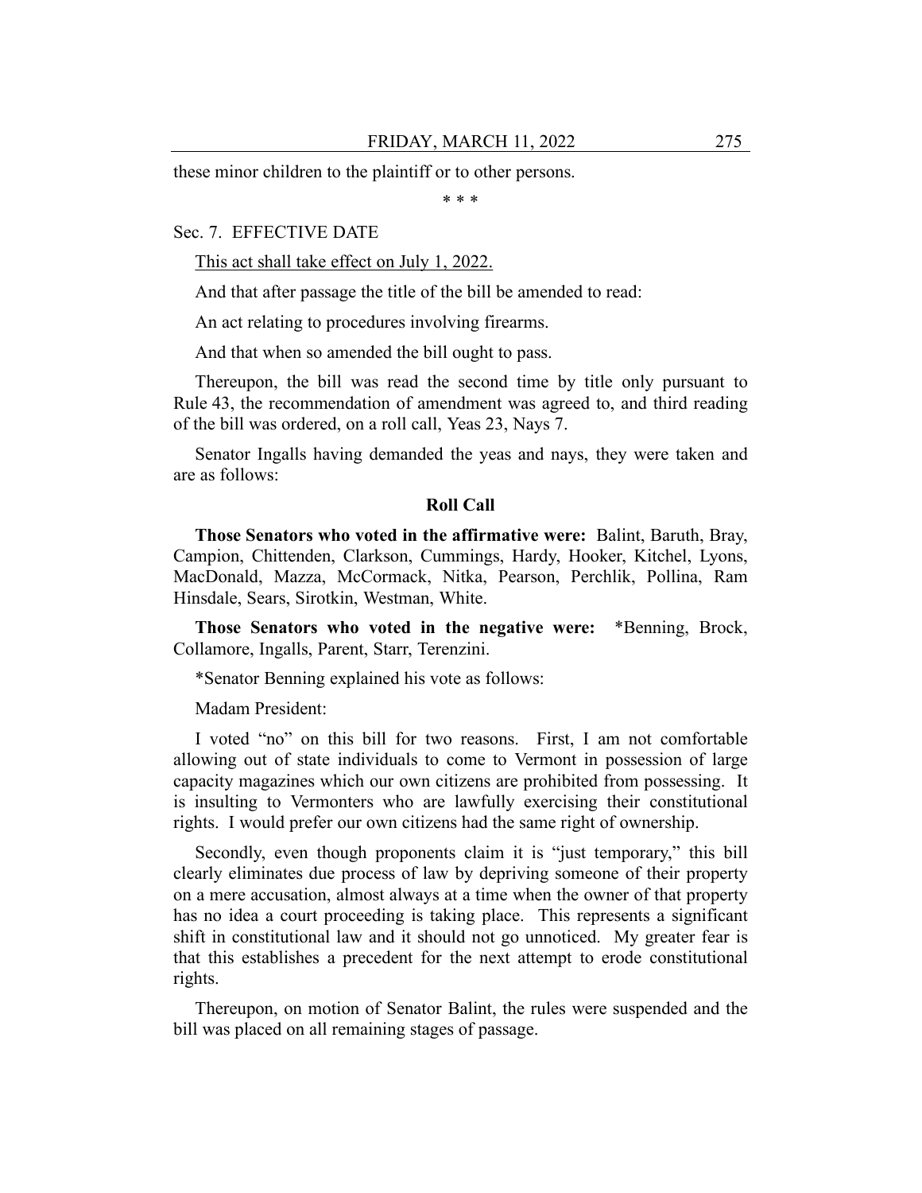these minor children to the plaintiff or to other persons.

\* \* \*

Sec. 7. EFFECTIVE DATE

<u>This act shall take effect on July 1, 2022.</u>

And that after passage the title of the bill be amended to read:

An act relating to procedures involving firearms.

And that when so amended the bill ought to pass.

Thereupon, the bill was read the second time by title only pursuant to Rule 43, the recommendation of amendment was agreed to, and third reading of the bill was ordered, on a roll call, Yeas 23, Nays 7.

Senator Ingalls having demanded the yeas and nays, they were taken and are as follows:

**Roll Call**

**Those Senators who voted in the affirmative were:** Balint, Baruth, Bray, Campion, Chittenden, Clarkson, Cummings, Hardy, Hooker, Kitchel, Lyons, MacDonald, Mazza, McCormack, Nitka, Pearson, Perchlik, Pollina, Ram Hinsdale, Sears, Sirotkin, Westman, White.

**Those Senators who voted in the negative were:** *Benning, Brock, Collamore, Ingalls, Parent, Starr, Terenzini.

*Senator Benning explained his vote as follows:

Madam President:

I voted "no" on this bill for two reasons. First, I am not comfortable allowing out of state individuals to come to Vermont in possession of large capacity magazines which our own citizens are prohibited from possessing. It is insulting to Vermonters who are lawfully exercising their constitutional rights. I would prefer our own citizens had the same right of ownership.

Secondly, even though proponents claim it is "just temporary," this bill clearly eliminates due process of law by depriving someone of their property on a mere accusation, almost always at a time when the owner of that property has no idea a court proceeding is taking place. This represents a significant shift in constitutional law and it should not go unnoticed. My greater fear is that this establishes a precedent for the next attempt to erode constitutional rights.

Thereupon, on motion of Senator Balint, the rules were suspended and the bill was placed on all remaining stages of passage.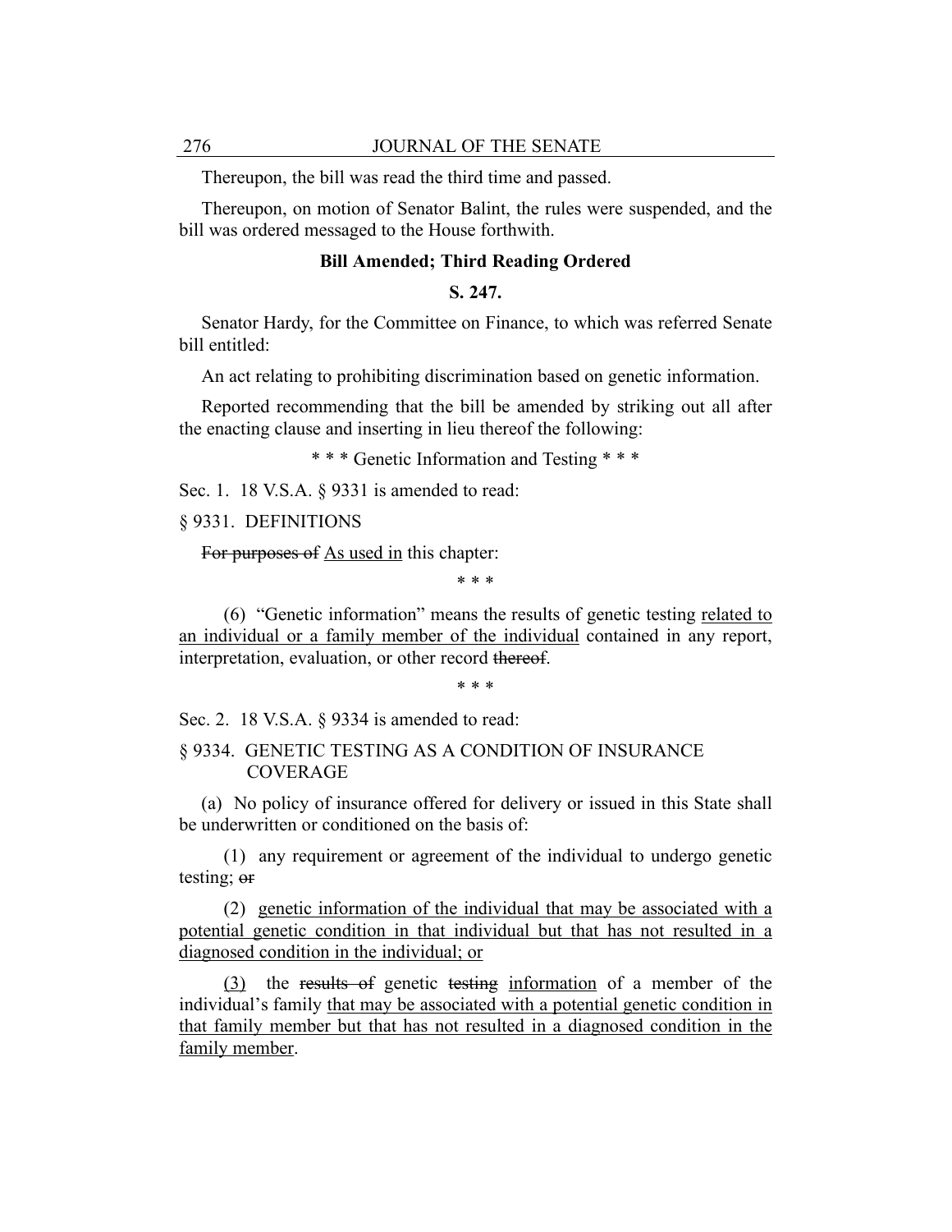Thereupon, the bill was read the third time and passed.

Thereupon, on motion of Senator Balint, the rules were suspended, and the bill was ordered messaged to the House forthwith.

**Bill Amended; Third Reading Ordered**

**S. 247.**

Senator Hardy, for the Committee on Finance, to which was referred Senate bill entitled:

An act relating to prohibiting discrimination based on genetic information.

Reported recommending that the bill be amended by striking out all after the enacting clause and inserting in lieu thereof the following:

\* \* \* Genetic Information and Testing \* \* \*

Sec. 1. 18 V.S.A. § 9331 is amended to read:

§ 9331. DEFINITIONS

~~For purposes of~~ <u>As used in</u> this chapter:

\* \* \*

(6) "Genetic information" means the results of genetic testing <u>related to an individual or a family member of the individual</u> contained in any report, interpretation, evaluation, or other record ~~thereof~~.

\* \* \*

Sec. 2. 18 V.S.A. § 9334 is amended to read:

§ 9334. GENETIC TESTING AS A CONDITION OF INSURANCE COVERAGE

(a) No policy of insurance offered for delivery or issued in this State shall be underwritten or conditioned on the basis of:

(1) any requirement or agreement of the individual to undergo genetic testing; ~~or~~

(2) <u>genetic information of the individual that may be associated with a potential genetic condition in that individual but that has not resulted in a diagnosed condition in the individual; or</u>

<u>(3)</u> the ~~results of~~ genetic ~~testing~~ <u>information</u> of a member of the individual's family <u>that may be associated with a potential genetic condition in that family member but that has not resulted in a diagnosed condition in the family member</u>.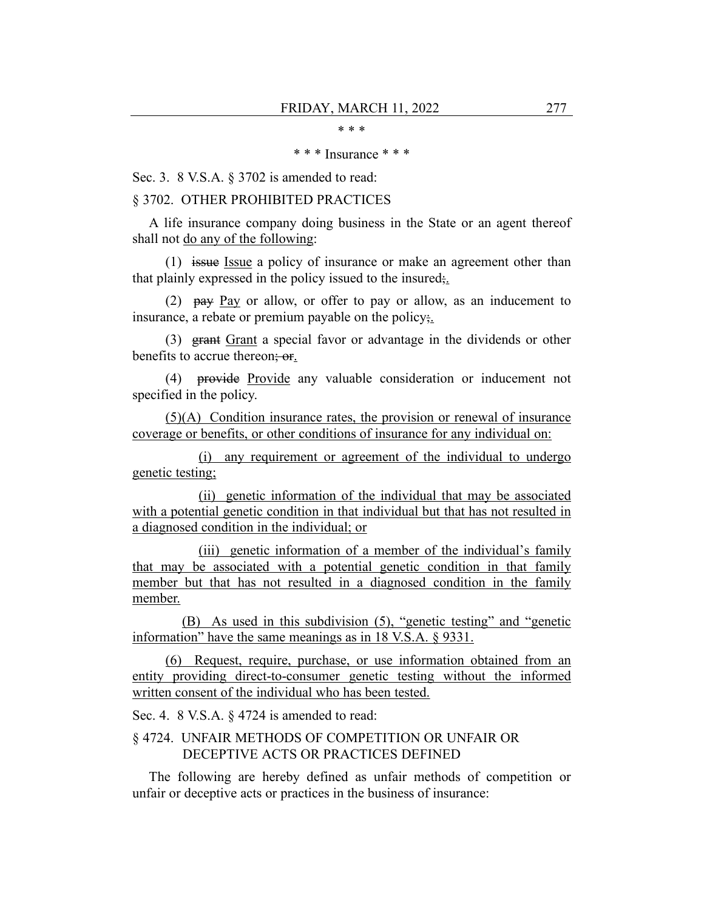\* \* \*

\* \* \* Insurance \* \* \*

Sec. 3. 8 V.S.A. § 3702 is amended to read:

§ 3702. OTHER PROHIBITED PRACTICES

A life insurance company doing business in the State or an agent thereof shall not <u>do any of the following</u>:

(1) ~~issue~~ <u>Issue</u> a policy of insurance or make an agreement other than that plainly expressed in the policy issued to the insured~~;~~<u>.</u>

(2) ~~pay~~ <u>Pay</u> or allow, or offer to pay or allow, as an inducement to insurance, a rebate or premium payable on the policy~~;~~<u>.</u>

(3) ~~grant~~ <u>Grant</u> a special favor or advantage in the dividends or other benefits to accrue thereon~~; or~~<u>.</u>

(4) ~~provide~~ <u>Provide</u> any valuable consideration or inducement not specified in the policy.

<u>(5)(A) Condition insurance rates, the provision or renewal of insurance coverage or benefits, or other conditions of insurance for any individual on:</u>

<u>(i) any requirement or agreement of the individual to undergo genetic testing;</u>

<u>(ii) genetic information of the individual that may be associated with a potential genetic condition in that individual but that has not resulted in a diagnosed condition in the individual; or</u>

<u>(iii) genetic information of a member of the individual's family that may be associated with a potential genetic condition in that family member but that has not resulted in a diagnosed condition in the family member.</u>

<u>(B) As used in this subdivision (5), "genetic testing" and "genetic information" have the same meanings as in 18 V.S.A. § 9331.</u>

<u>(6) Request, require, purchase, or use information obtained from an entity providing direct-to-consumer genetic testing without the informed written consent of the individual who has been tested.</u>

Sec. 4. 8 V.S.A. § 4724 is amended to read:

§ 4724. UNFAIR METHODS OF COMPETITION OR UNFAIR OR DECEPTIVE ACTS OR PRACTICES DEFINED

The following are hereby defined as unfair methods of competition or unfair or deceptive acts or practices in the business of insurance: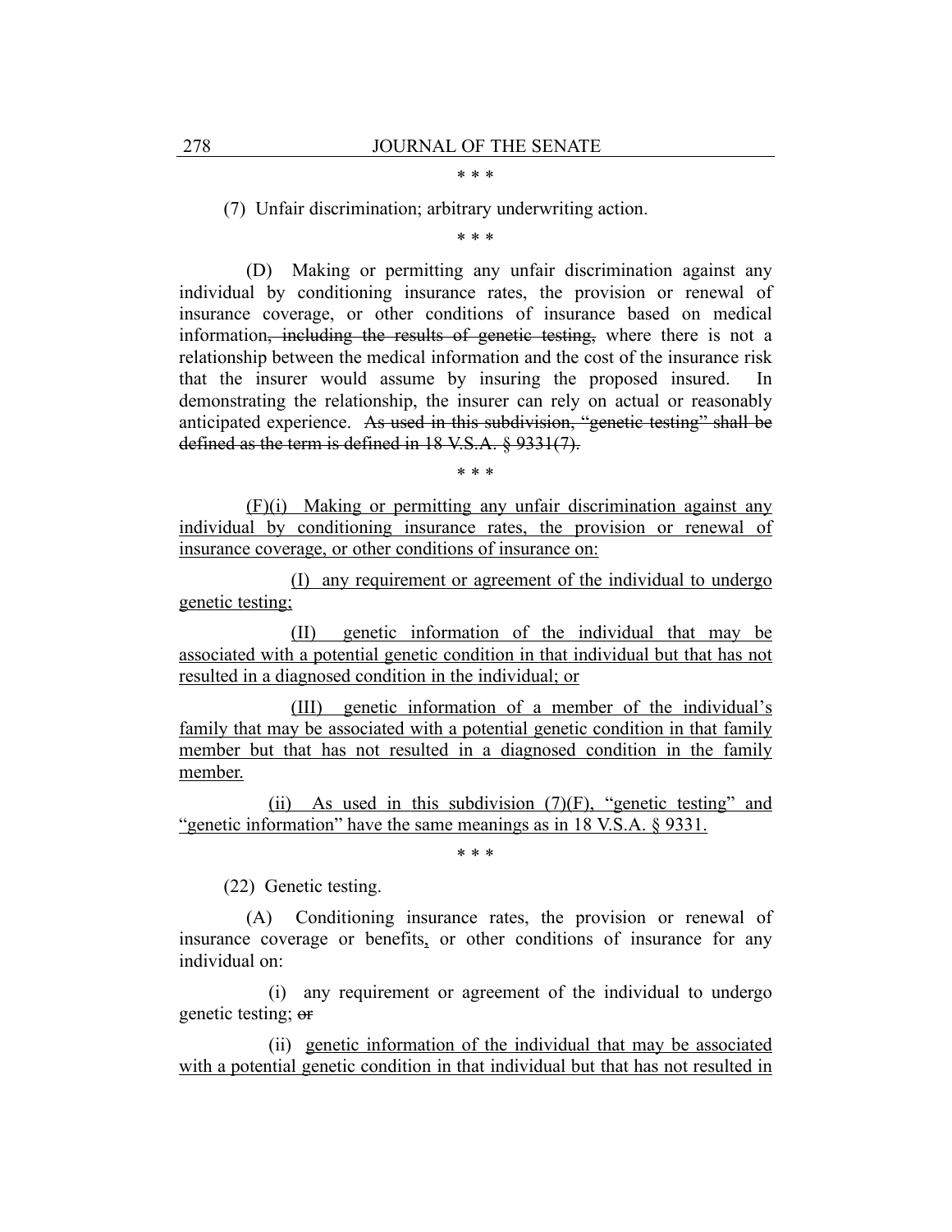\* \* \*

(7) Unfair discrimination; arbitrary underwriting action.

\* \* \*

(D) Making or permitting any unfair discrimination against any individual by conditioning insurance rates, the provision or renewal of insurance coverage, or other conditions of insurance based on medical information~~, including the results of genetic testing,~~ where there is not a relationship between the medical information and the cost of the insurance risk that the insurer would assume by insuring the proposed insured. In demonstrating the relationship, the insurer can rely on actual or reasonably anticipated experience. ~~As used in this subdivision, "genetic testing" shall be defined as the term is defined in 18 V.S.A. § 9331(7).~~

\* \* \*

<u>(F)(i) Making or permitting any unfair discrimination against any individual by conditioning insurance rates, the provision or renewal of insurance coverage, or other conditions of insurance on:</u>

<u>(I) any requirement or agreement of the individual to undergo genetic testing;</u>

<u>(II) genetic information of the individual that may be associated with a potential genetic condition in that individual but that has not resulted in a diagnosed condition in the individual; or</u>

<u>(III) genetic information of a member of the individual's family that may be associated with a potential genetic condition in that family member but that has not resulted in a diagnosed condition in the family member.</u>

<u>(ii) As used in this subdivision (7)(F), "genetic testing" and "genetic information" have the same meanings as in 18 V.S.A. § 9331.</u>

\* \* \*

(22) Genetic testing.

(A) Conditioning insurance rates, the provision or renewal of insurance coverage or benefits<u>,</u> or other conditions of insurance for any individual on:

(i) any requirement or agreement of the individual to undergo genetic testing; ~~or~~

(ii) <u>genetic information of the individual that may be associated with a potential genetic condition in that individual but that has not resulted in</u>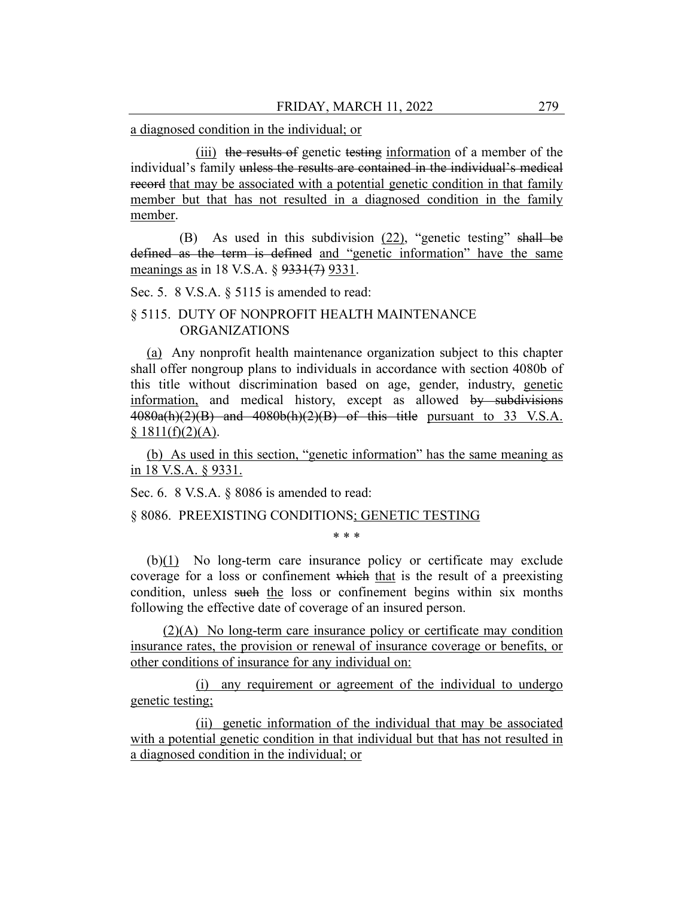a diagnosed condition in the individual; or

(iii) the results of genetic testing information of a member of the individual's family unless the results are contained in the individual's medical record that may be associated with a potential genetic condition in that family member but that has not resulted in a diagnosed condition in the family member.

(B) As used in this subdivision (22), "genetic testing" shall be defined as the term is defined and "genetic information" have the same meanings as in 18 V.S.A. § 9331(7) 9331.

Sec. 5. 8 V.S.A. § 5115 is amended to read:

§ 5115. DUTY OF NONPROFIT HEALTH MAINTENANCE ORGANIZATIONS

(a) Any nonprofit health maintenance organization subject to this chapter shall offer nongroup plans to individuals in accordance with section 4080b of this title without discrimination based on age, gender, industry, genetic information, and medical history, except as allowed by subdivisions 4080a(h)(2)(B) and 4080b(h)(2)(B) of this title pursuant to 33 V.S.A. § 1811(f)(2)(A).

(b) As used in this section, "genetic information" has the same meaning as in 18 V.S.A. § 9331.

Sec. 6. 8 V.S.A. § 8086 is amended to read:

§ 8086. PREEXISTING CONDITIONS; GENETIC TESTING

\* \* \*

(b)(1) No long-term care insurance policy or certificate may exclude coverage for a loss or confinement which that is the result of a preexisting condition, unless such the loss or confinement begins within six months following the effective date of coverage of an insured person.

(2)(A) No long-term care insurance policy or certificate may condition insurance rates, the provision or renewal of insurance coverage or benefits, or other conditions of insurance for any individual on:

(i) any requirement or agreement of the individual to undergo genetic testing;

(ii) genetic information of the individual that may be associated with a potential genetic condition in that individual but that has not resulted in a diagnosed condition in the individual; or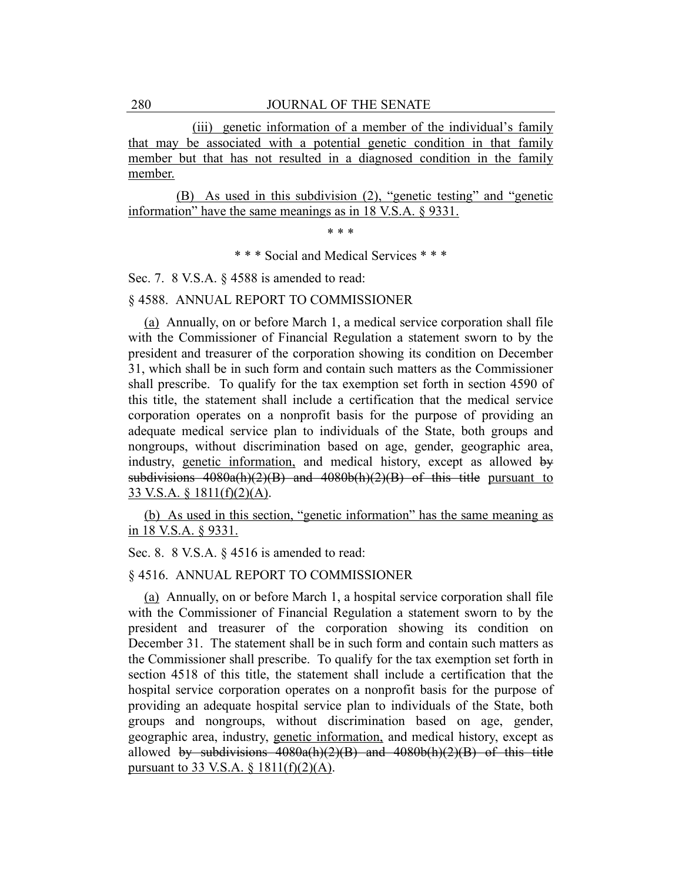(iii) genetic information of a member of the individual's family that may be associated with a potential genetic condition in that family member but that has not resulted in a diagnosed condition in the family member.

(B) As used in this subdivision (2), "genetic testing" and "genetic information" have the same meanings as in 18 V.S.A. § 9331.

\* \* \*

\* \* \* Social and Medical Services \* \* \*

Sec. 7. 8 V.S.A. § 4588 is amended to read:

§ 4588. ANNUAL REPORT TO COMMISSIONER

(a) Annually, on or before March 1, a medical service corporation shall file with the Commissioner of Financial Regulation a statement sworn to by the president and treasurer of the corporation showing its condition on December 31, which shall be in such form and contain such matters as the Commissioner shall prescribe. To qualify for the tax exemption set forth in section 4590 of this title, the statement shall include a certification that the medical service corporation operates on a nonprofit basis for the purpose of providing an adequate medical service plan to individuals of the State, both groups and nongroups, without discrimination based on age, gender, geographic area, industry, genetic information, and medical history, except as allowed ~~by subdivisions 4080a(h)(2)(B) and 4080b(h)(2)(B) of this title~~ pursuant to 33 V.S.A. § 1811(f)(2)(A).

(b) As used in this section, "genetic information" has the same meaning as in 18 V.S.A. § 9331.

Sec. 8. 8 V.S.A. § 4516 is amended to read:

§ 4516. ANNUAL REPORT TO COMMISSIONER

(a) Annually, on or before March 1, a hospital service corporation shall file with the Commissioner of Financial Regulation a statement sworn to by the president and treasurer of the corporation showing its condition on December 31. The statement shall be in such form and contain such matters as the Commissioner shall prescribe. To qualify for the tax exemption set forth in section 4518 of this title, the statement shall include a certification that the hospital service corporation operates on a nonprofit basis for the purpose of providing an adequate hospital service plan to individuals of the State, both groups and nongroups, without discrimination based on age, gender, geographic area, industry, genetic information, and medical history, except as allowed ~~by subdivisions 4080a(h)(2)(B) and 4080b(h)(2)(B) of this title~~ pursuant to 33 V.S.A. § 1811(f)(2)(A).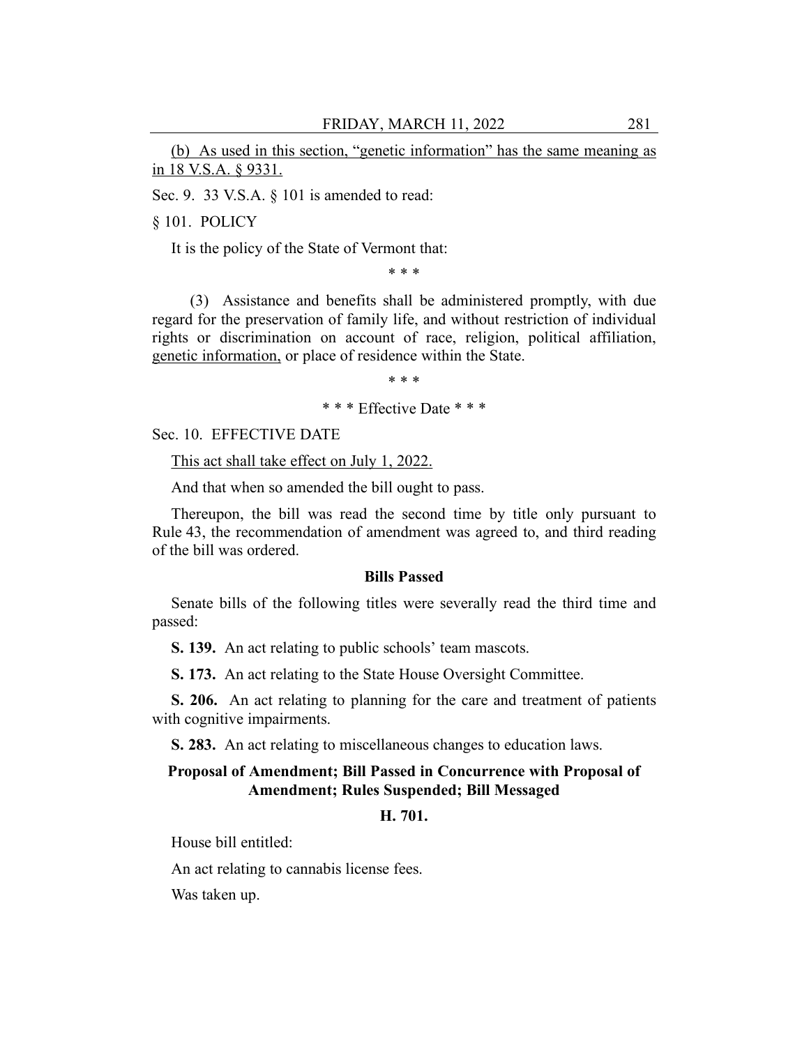<u>(b) As used in this section, "genetic information" has the same meaning as in 18 V.S.A. § 9331.</u>

Sec. 9. 33 V.S.A. § 101 is amended to read:

§ 101. POLICY

It is the policy of the State of Vermont that:

\* \* \*

(3) Assistance and benefits shall be administered promptly, with due regard for the preservation of family life, and without restriction of individual rights or discrimination on account of race, religion, political affiliation, <u>genetic information,</u> or place of residence within the State.

\* \* \*

\* \* \* Effective Date \* \* \*

Sec. 10. EFFECTIVE DATE

<u>This act shall take effect on July 1, 2022.</u>

And that when so amended the bill ought to pass.

Thereupon, the bill was read the second time by title only pursuant to Rule 43, the recommendation of amendment was agreed to, and third reading of the bill was ordered.

**Bills Passed**

Senate bills of the following titles were severally read the third time and passed:

**S. 139.** An act relating to public schools' team mascots.

**S. 173.** An act relating to the State House Oversight Committee.

**S. 206.** An act relating to planning for the care and treatment of patients with cognitive impairments.

**S. 283.** An act relating to miscellaneous changes to education laws.

**Proposal of Amendment; Bill Passed in Concurrence with Proposal of Amendment; Rules Suspended; Bill Messaged**

**H. 701.**

House bill entitled:

An act relating to cannabis license fees.

Was taken up.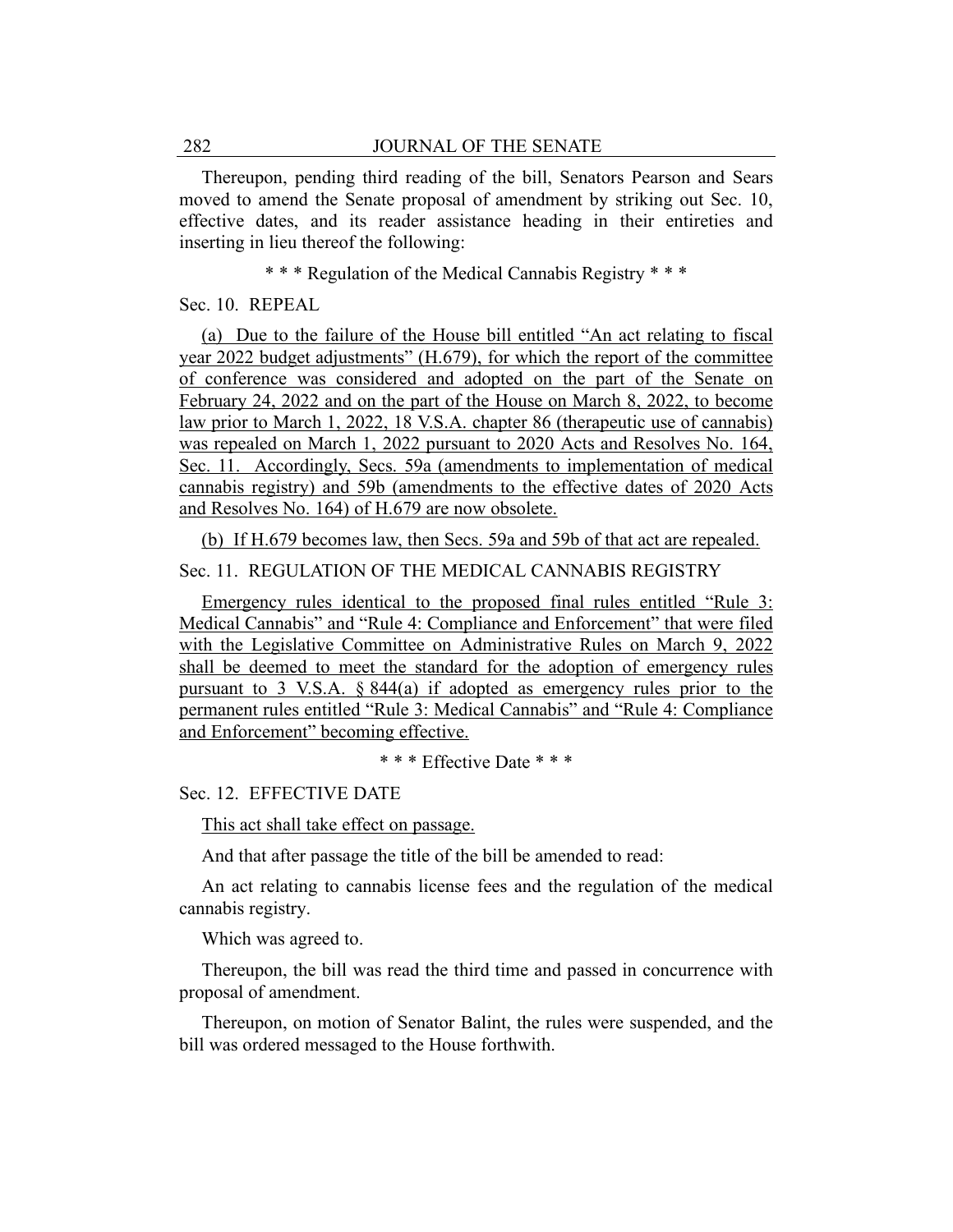Thereupon, pending third reading of the bill, Senators Pearson and Sears moved to amend the Senate proposal of amendment by striking out Sec. 10, effective dates, and its reader assistance heading in their entireties and inserting in lieu thereof the following:

\* \* \* Regulation of the Medical Cannabis Registry \* \* \*

Sec. 10. REPEAL

(a) Due to the failure of the House bill entitled "An act relating to fiscal year 2022 budget adjustments" (H.679), for which the report of the committee of conference was considered and adopted on the part of the Senate on February 24, 2022 and on the part of the House on March 8, 2022, to become law prior to March 1, 2022, 18 V.S.A. chapter 86 (therapeutic use of cannabis) was repealed on March 1, 2022 pursuant to 2020 Acts and Resolves No. 164, Sec. 11. Accordingly, Secs. 59a (amendments to implementation of medical cannabis registry) and 59b (amendments to the effective dates of 2020 Acts and Resolves No. 164) of H.679 are now obsolete.

(b) If H.679 becomes law, then Secs. 59a and 59b of that act are repealed.

Sec. 11. REGULATION OF THE MEDICAL CANNABIS REGISTRY

Emergency rules identical to the proposed final rules entitled "Rule 3: Medical Cannabis" and "Rule 4: Compliance and Enforcement" that were filed with the Legislative Committee on Administrative Rules on March 9, 2022 shall be deemed to meet the standard for the adoption of emergency rules pursuant to 3 V.S.A. § 844(a) if adopted as emergency rules prior to the permanent rules entitled "Rule 3: Medical Cannabis" and "Rule 4: Compliance and Enforcement" becoming effective.

\* \* \* Effective Date \* \* \*

Sec. 12. EFFECTIVE DATE

This act shall take effect on passage.

And that after passage the title of the bill be amended to read:

An act relating to cannabis license fees and the regulation of the medical cannabis registry.

Which was agreed to.

Thereupon, the bill was read the third time and passed in concurrence with proposal of amendment.

Thereupon, on motion of Senator Balint, the rules were suspended, and the bill was ordered messaged to the House forthwith.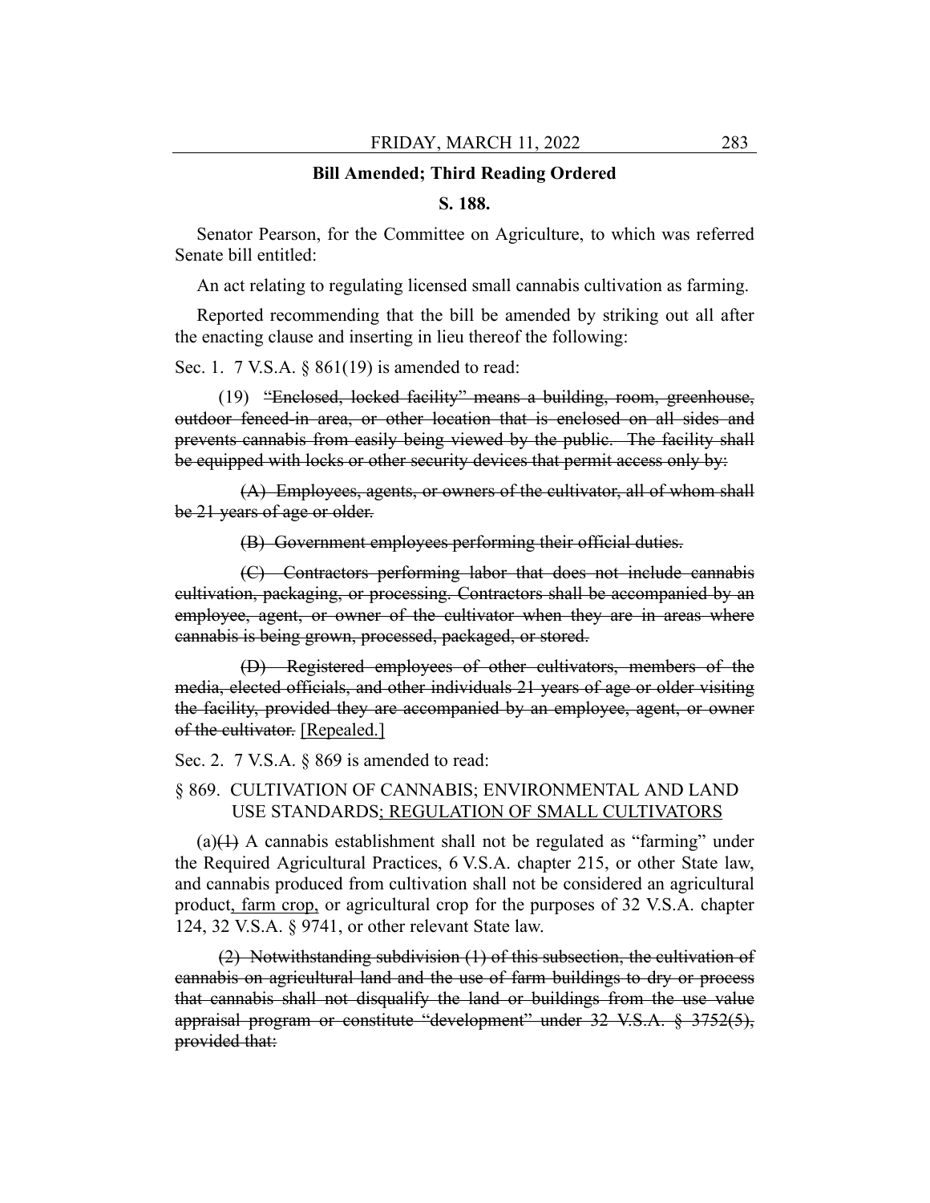**Bill Amended; Third Reading Ordered**

**S. 188.**

Senator Pearson, for the Committee on Agriculture, to which was referred Senate bill entitled:

An act relating to regulating licensed small cannabis cultivation as farming.

Reported recommending that the bill be amended by striking out all after the enacting clause and inserting in lieu thereof the following:

Sec. 1. 7 V.S.A. § 861(19) is amended to read:

(19) ~~"Enclosed, locked facility" means a building, room, greenhouse, outdoor fenced-in area, or other location that is enclosed on all sides and prevents cannabis from easily being viewed by the public. The facility shall be equipped with locks or other security devices that permit access only by:~~

~~(A) Employees, agents, or owners of the cultivator, all of whom shall be 21 years of age or older.~~

~~(B) Government employees performing their official duties.~~

~~(C) Contractors performing labor that does not include cannabis cultivation, packaging, or processing. Contractors shall be accompanied by an employee, agent, or owner of the cultivator when they are in areas where cannabis is being grown, processed, packaged, or stored.~~

~~(D) Registered employees of other cultivators, members of the media, elected officials, and other individuals 21 years of age or older visiting the facility, provided they are accompanied by an employee, agent, or owner of the cultivator.~~ <u>[Repealed.]</u>

Sec. 2. 7 V.S.A. § 869 is amended to read:

§ 869. CULTIVATION OF CANNABIS; ENVIRONMENTAL AND LAND USE STANDARDS<u>; REGULATION OF SMALL CULTIVATORS</u>

(a)~~(1)~~ A cannabis establishment shall not be regulated as "farming" under the Required Agricultural Practices, 6 V.S.A. chapter 215, or other State law, and cannabis produced from cultivation shall not be considered an agricultural product<u>, farm crop,</u> or agricultural crop for the purposes of 32 V.S.A. chapter 124, 32 V.S.A. § 9741, or other relevant State law.

~~(2) Notwithstanding subdivision (1) of this subsection, the cultivation of cannabis on agricultural land and the use of farm buildings to dry or process that cannabis shall not disqualify the land or buildings from the use value appraisal program or constitute "development" under 32 V.S.A. § 3752(5), provided that:~~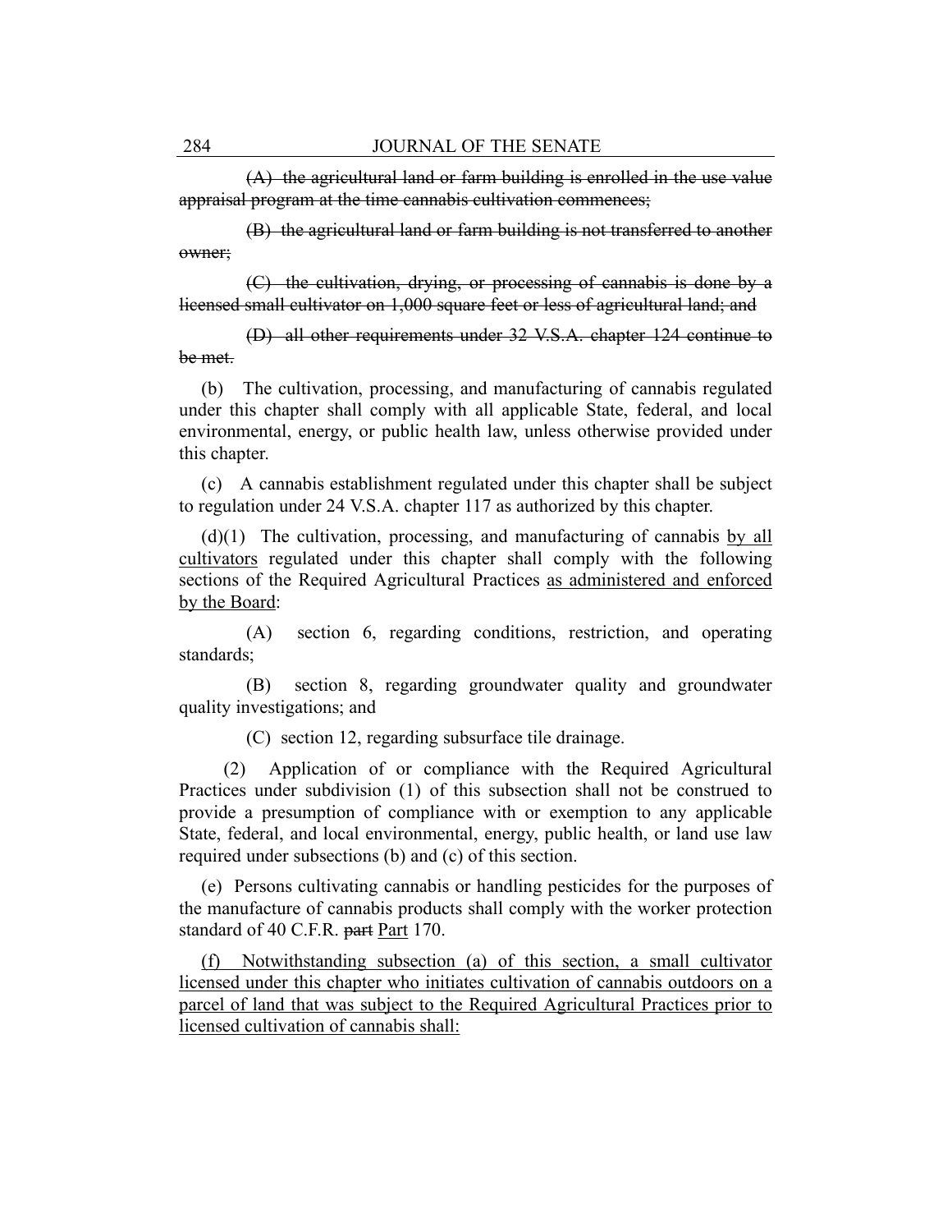~~(A) the agricultural land or farm building is enrolled in the use value appraisal program at the time cannabis cultivation commences;~~

~~(B) the agricultural land or farm building is not transferred to another owner;~~

~~(C) the cultivation, drying, or processing of cannabis is done by a licensed small cultivator on 1,000 square feet or less of agricultural land; and~~

~~(D) all other requirements under 32 V.S.A. chapter 124 continue to be met.~~

(b) The cultivation, processing, and manufacturing of cannabis regulated under this chapter shall comply with all applicable State, federal, and local environmental, energy, or public health law, unless otherwise provided under this chapter.

(c) A cannabis establishment regulated under this chapter shall be subject to regulation under 24 V.S.A. chapter 117 as authorized by this chapter.

(d)(1) The cultivation, processing, and manufacturing of cannabis <u>by all cultivators</u> regulated under this chapter shall comply with the following sections of the Required Agricultural Practices <u>as administered and enforced by the Board</u>:

(A) section 6, regarding conditions, restriction, and operating standards;

(B) section 8, regarding groundwater quality and groundwater quality investigations; and

(C) section 12, regarding subsurface tile drainage.

(2) Application of or compliance with the Required Agricultural Practices under subdivision (1) of this subsection shall not be construed to provide a presumption of compliance with or exemption to any applicable State, federal, and local environmental, energy, public health, or land use law required under subsections (b) and (c) of this section.

(e) Persons cultivating cannabis or handling pesticides for the purposes of the manufacture of cannabis products shall comply with the worker protection standard of 40 C.F.R. ~~part~~ <u>Part</u> 170.

<u>(f) Notwithstanding subsection (a) of this section, a small cultivator licensed under this chapter who initiates cultivation of cannabis outdoors on a parcel of land that was subject to the Required Agricultural Practices prior to licensed cultivation of cannabis shall:</u>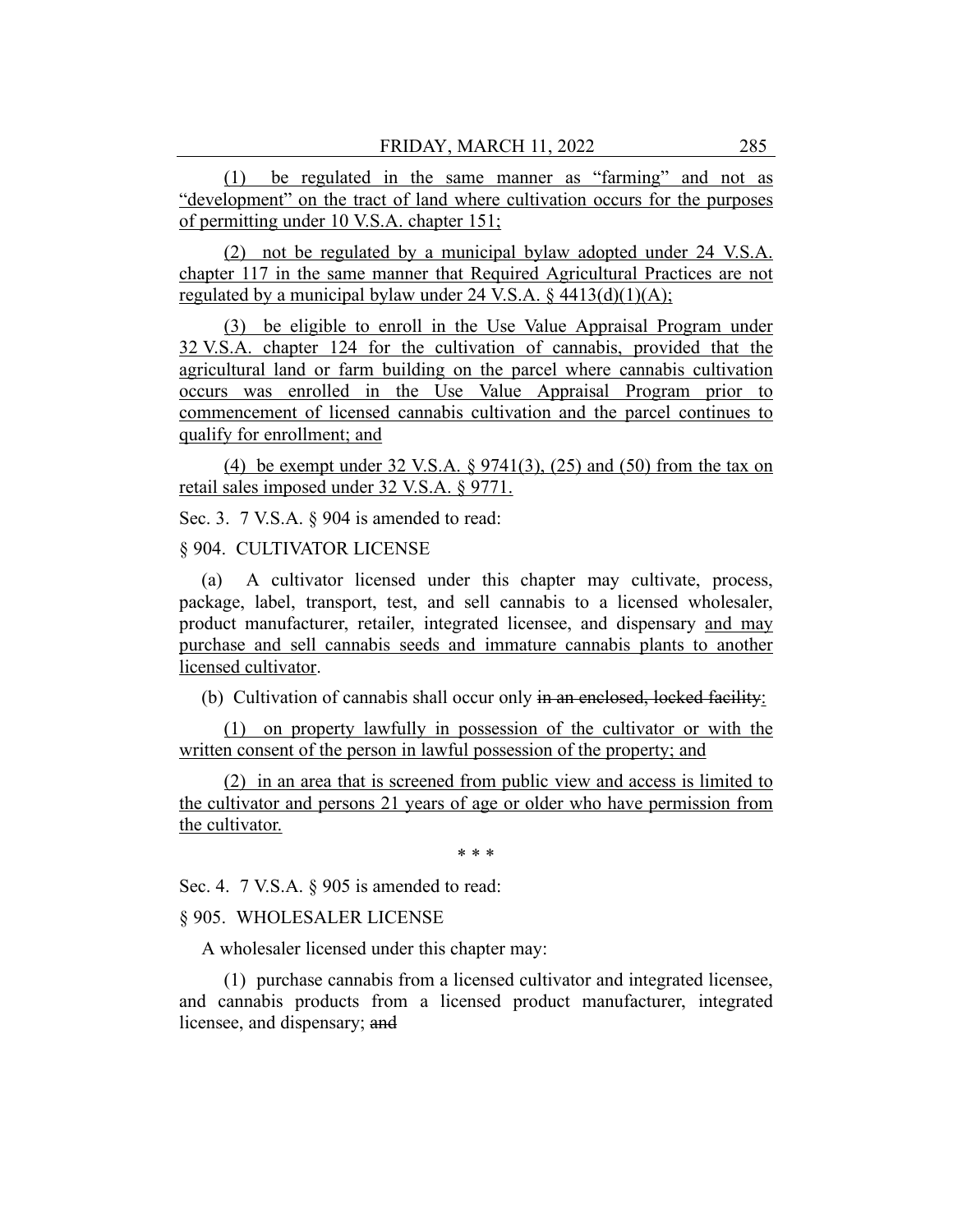(1) be regulated in the same manner as "farming" and not as "development" on the tract of land where cultivation occurs for the purposes of permitting under 10 V.S.A. chapter 151;

(2) not be regulated by a municipal bylaw adopted under 24 V.S.A. chapter 117 in the same manner that Required Agricultural Practices are not regulated by a municipal bylaw under 24 V.S.A. § 4413(d)(1)(A);

(3) be eligible to enroll in the Use Value Appraisal Program under 32 V.S.A. chapter 124 for the cultivation of cannabis, provided that the agricultural land or farm building on the parcel where cannabis cultivation occurs was enrolled in the Use Value Appraisal Program prior to commencement of licensed cannabis cultivation and the parcel continues to qualify for enrollment; and

(4) be exempt under 32 V.S.A. § 9741(3), (25) and (50) from the tax on retail sales imposed under 32 V.S.A. § 9771.

Sec. 3. 7 V.S.A. § 904 is amended to read:

§ 904. CULTIVATOR LICENSE

(a) A cultivator licensed under this chapter may cultivate, process, package, label, transport, test, and sell cannabis to a licensed wholesaler, product manufacturer, retailer, integrated licensee, and dispensary and may purchase and sell cannabis seeds and immature cannabis plants to another licensed cultivator.

(b) Cultivation of cannabis shall occur only ~~in an enclosed, locked facility~~:

(1) on property lawfully in possession of the cultivator or with the written consent of the person in lawful possession of the property; and

(2) in an area that is screened from public view and access is limited to the cultivator and persons 21 years of age or older who have permission from the cultivator.

\* \* \*

Sec. 4. 7 V.S.A. § 905 is amended to read:

§ 905. WHOLESALER LICENSE

A wholesaler licensed under this chapter may:

(1) purchase cannabis from a licensed cultivator and integrated licensee, and cannabis products from a licensed product manufacturer, integrated licensee, and dispensary; ~~and~~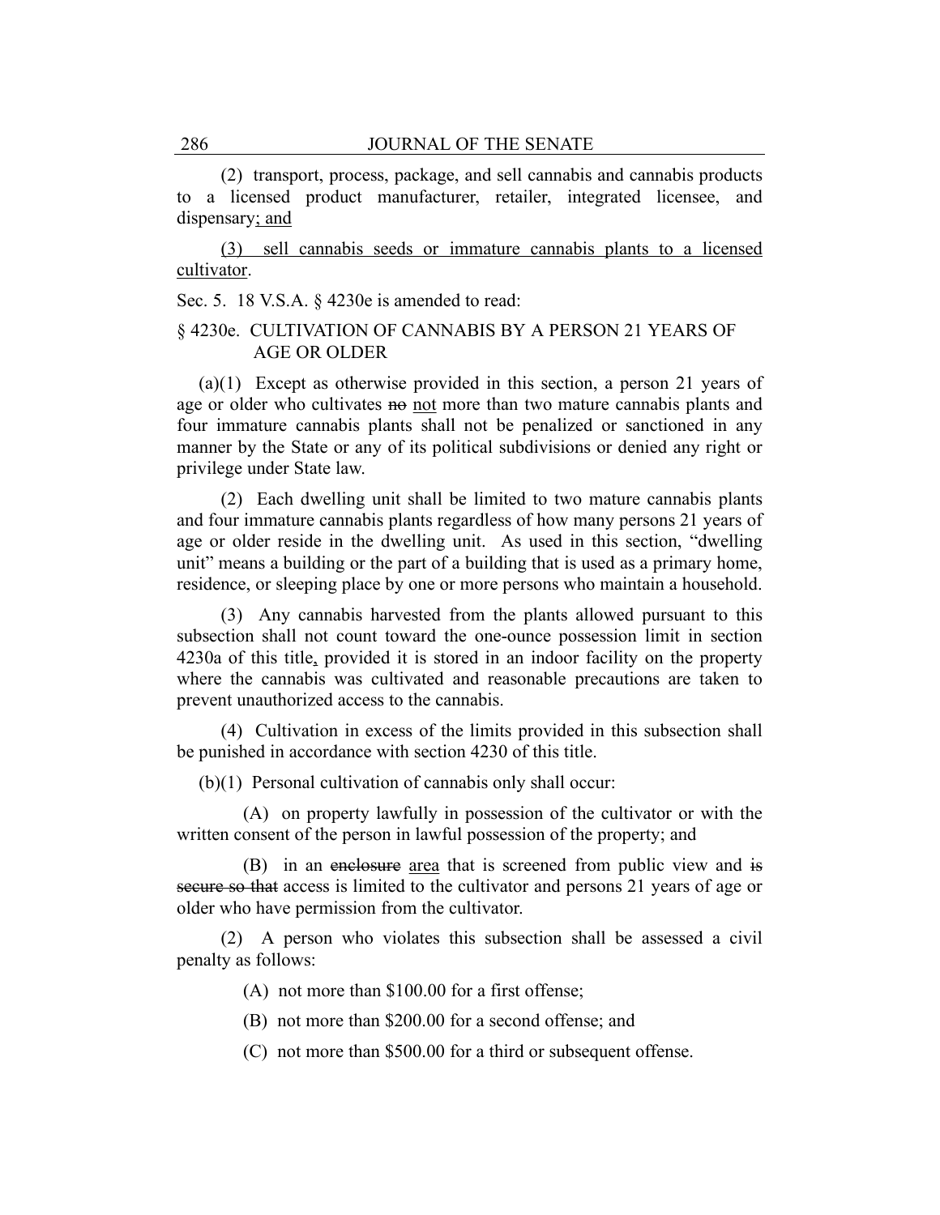(2) transport, process, package, and sell cannabis and cannabis products to a licensed product manufacturer, retailer, integrated licensee, and dispensary; and

(3) sell cannabis seeds or immature cannabis plants to a licensed cultivator.

Sec. 5. 18 V.S.A. § 4230e is amended to read:

§ 4230e. CULTIVATION OF CANNABIS BY A PERSON 21 YEARS OF AGE OR OLDER

(a)(1) Except as otherwise provided in this section, a person 21 years of age or older who cultivates ~~no~~ not more than two mature cannabis plants and four immature cannabis plants shall not be penalized or sanctioned in any manner by the State or any of its political subdivisions or denied any right or privilege under State law.

(2) Each dwelling unit shall be limited to two mature cannabis plants and four immature cannabis plants regardless of how many persons 21 years of age or older reside in the dwelling unit. As used in this section, "dwelling unit" means a building or the part of a building that is used as a primary home, residence, or sleeping place by one or more persons who maintain a household.

(3) Any cannabis harvested from the plants allowed pursuant to this subsection shall not count toward the one-ounce possession limit in section 4230a of this title, provided it is stored in an indoor facility on the property where the cannabis was cultivated and reasonable precautions are taken to prevent unauthorized access to the cannabis.

(4) Cultivation in excess of the limits provided in this subsection shall be punished in accordance with section 4230 of this title.

(b)(1) Personal cultivation of cannabis only shall occur:

(A) on property lawfully in possession of the cultivator or with the written consent of the person in lawful possession of the property; and

(B) in an ~~enclosure~~ area that is screened from public view and ~~is secure so that~~ access is limited to the cultivator and persons 21 years of age or older who have permission from the cultivator.

(2) A person who violates this subsection shall be assessed a civil penalty as follows:

(A) not more than $100.00 for a first offense;

(B) not more than $200.00 for a second offense; and

(C) not more than $500.00 for a third or subsequent offense.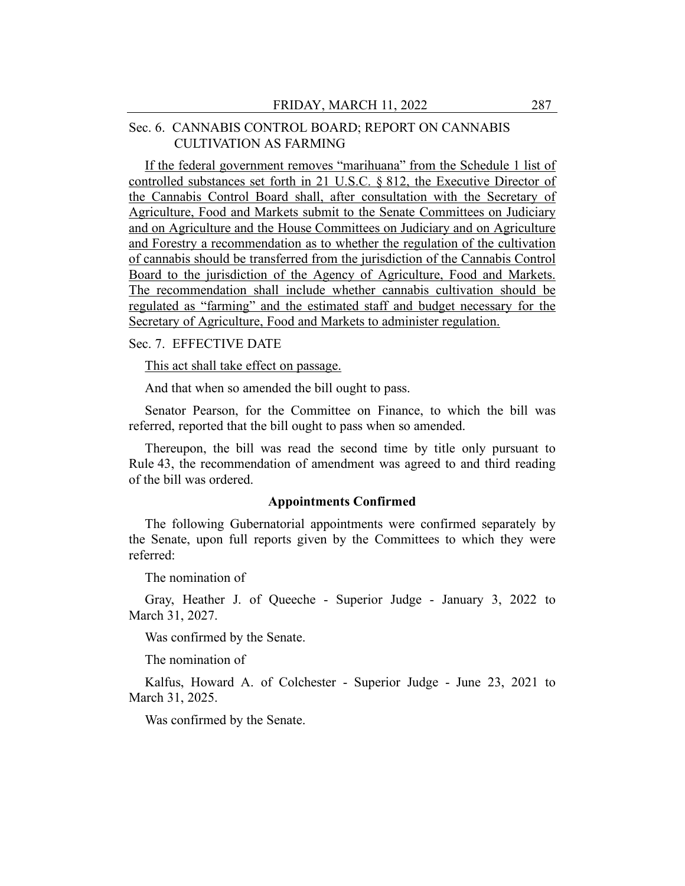Sec. 6. CANNABIS CONTROL BOARD; REPORT ON CANNABIS CULTIVATION AS FARMING

If the federal government removes "marihuana" from the Schedule 1 list of controlled substances set forth in 21 U.S.C. § 812, the Executive Director of the Cannabis Control Board shall, after consultation with the Secretary of Agriculture, Food and Markets submit to the Senate Committees on Judiciary and on Agriculture and the House Committees on Judiciary and on Agriculture and Forestry a recommendation as to whether the regulation of the cultivation of cannabis should be transferred from the jurisdiction of the Cannabis Control Board to the jurisdiction of the Agency of Agriculture, Food and Markets. The recommendation shall include whether cannabis cultivation should be regulated as "farming" and the estimated staff and budget necessary for the Secretary of Agriculture, Food and Markets to administer regulation.

Sec. 7. EFFECTIVE DATE

This act shall take effect on passage.

And that when so amended the bill ought to pass.

Senator Pearson, for the Committee on Finance, to which the bill was referred, reported that the bill ought to pass when so amended.

Thereupon, the bill was read the second time by title only pursuant to Rule 43, the recommendation of amendment was agreed to and third reading of the bill was ordered.

**Appointments Confirmed**

The following Gubernatorial appointments were confirmed separately by the Senate, upon full reports given by the Committees to which they were referred:

The nomination of

Gray, Heather J. of Queeche - Superior Judge - January 3, 2022 to March 31, 2027.

Was confirmed by the Senate.

The nomination of

Kalfus, Howard A. of Colchester - Superior Judge - June 23, 2021 to March 31, 2025.

Was confirmed by the Senate.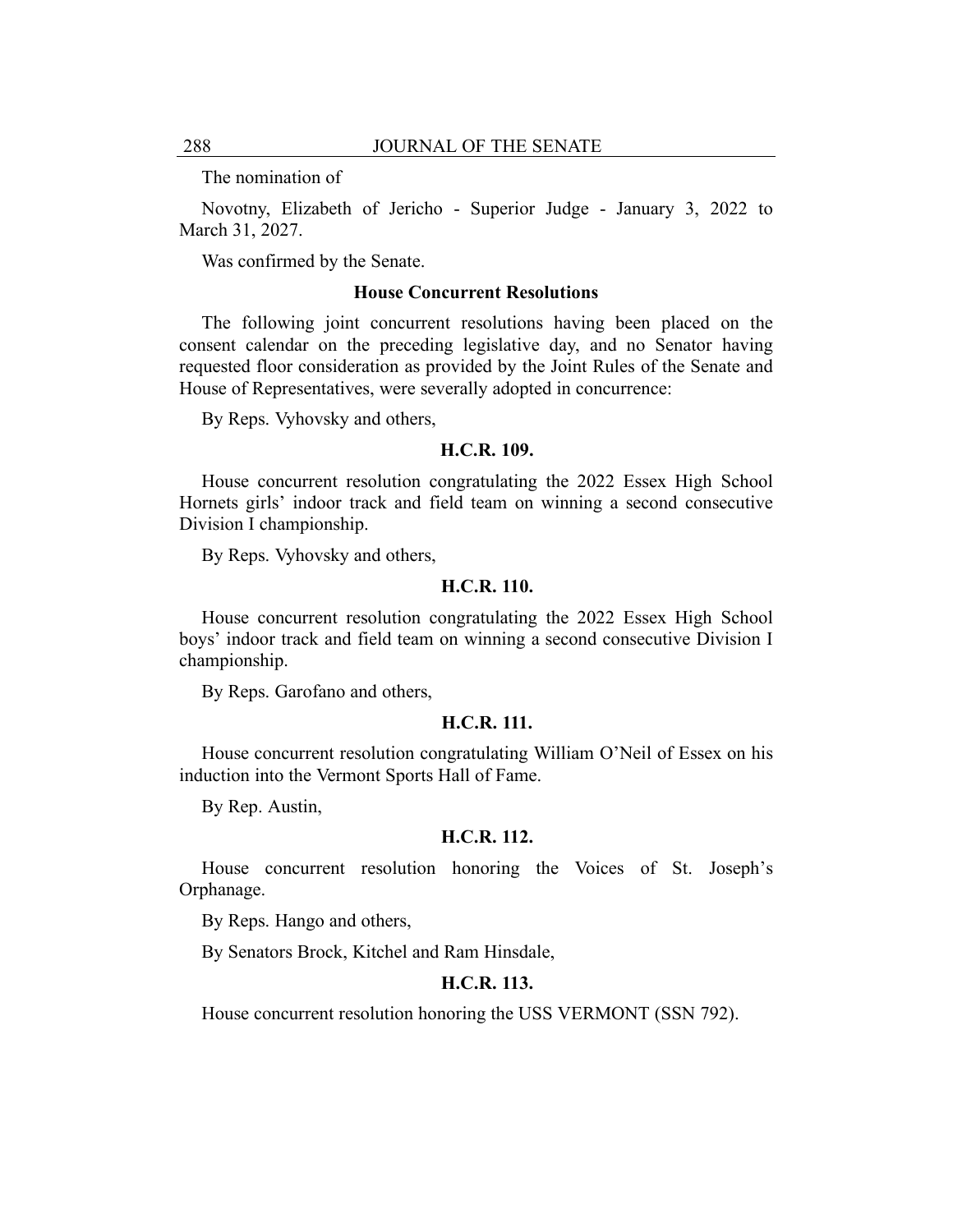The nomination of

Novotny, Elizabeth of Jericho - Superior Judge - January 3, 2022 to March 31, 2027.

Was confirmed by the Senate.

### House Concurrent Resolutions

The following joint concurrent resolutions having been placed on the consent calendar on the preceding legislative day, and no Senator having requested floor consideration as provided by the Joint Rules of the Senate and House of Representatives, were severally adopted in concurrence:

By Reps. Vyhovsky and others,

**H.C.R. 109.**

House concurrent resolution congratulating the 2022 Essex High School Hornets girls' indoor track and field team on winning a second consecutive Division I championship.

By Reps. Vyhovsky and others,

**H.C.R. 110.**

House concurrent resolution congratulating the 2022 Essex High School boys' indoor track and field team on winning a second consecutive Division I championship.

By Reps. Garofano and others,

**H.C.R. 111.**

House concurrent resolution congratulating William O'Neil of Essex on his induction into the Vermont Sports Hall of Fame.

By Rep. Austin,

**H.C.R. 112.**

House concurrent resolution honoring the Voices of St. Joseph's Orphanage.

By Reps. Hango and others,

By Senators Brock, Kitchel and Ram Hinsdale,

**H.C.R. 113.**

House concurrent resolution honoring the USS VERMONT (SSN 792).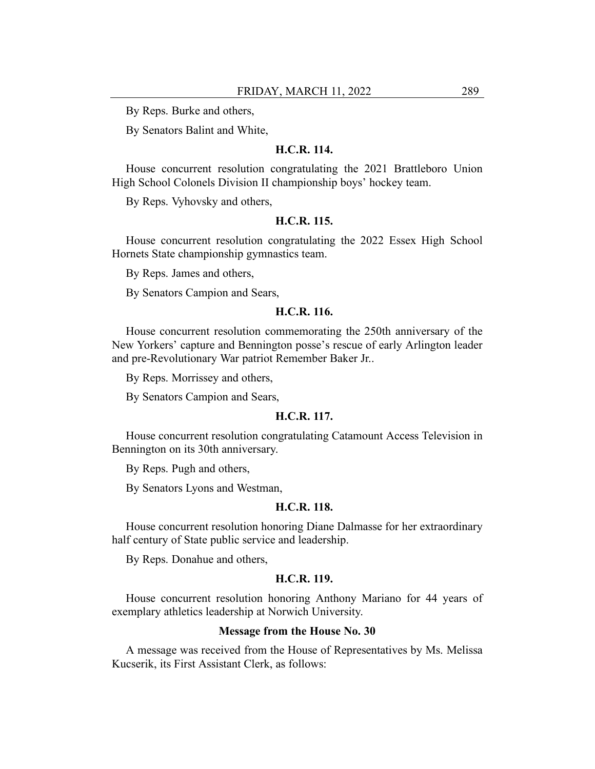By Reps. Burke and others,

By Senators Balint and White,

**H.C.R. 114.**

House concurrent resolution congratulating the 2021 Brattleboro Union High School Colonels Division II championship boys' hockey team.

By Reps. Vyhovsky and others,

**H.C.R. 115.**

House concurrent resolution congratulating the 2022 Essex High School Hornets State championship gymnastics team.

By Reps. James and others,

By Senators Campion and Sears,

**H.C.R. 116.**

House concurrent resolution commemorating the 250th anniversary of the New Yorkers' capture and Bennington posse's rescue of early Arlington leader and pre-Revolutionary War patriot Remember Baker Jr..

By Reps. Morrissey and others,

By Senators Campion and Sears,

**H.C.R. 117.**

House concurrent resolution congratulating Catamount Access Television in Bennington on its 30th anniversary.

By Reps. Pugh and others,

By Senators Lyons and Westman,

**H.C.R. 118.**

House concurrent resolution honoring Diane Dalmasse for her extraordinary half century of State public service and leadership.

By Reps. Donahue and others,

**H.C.R. 119.**

House concurrent resolution honoring Anthony Mariano for 44 years of exemplary athletics leadership at Norwich University.

**Message from the House No. 30**

A message was received from the House of Representatives by Ms. Melissa Kucserik, its First Assistant Clerk, as follows: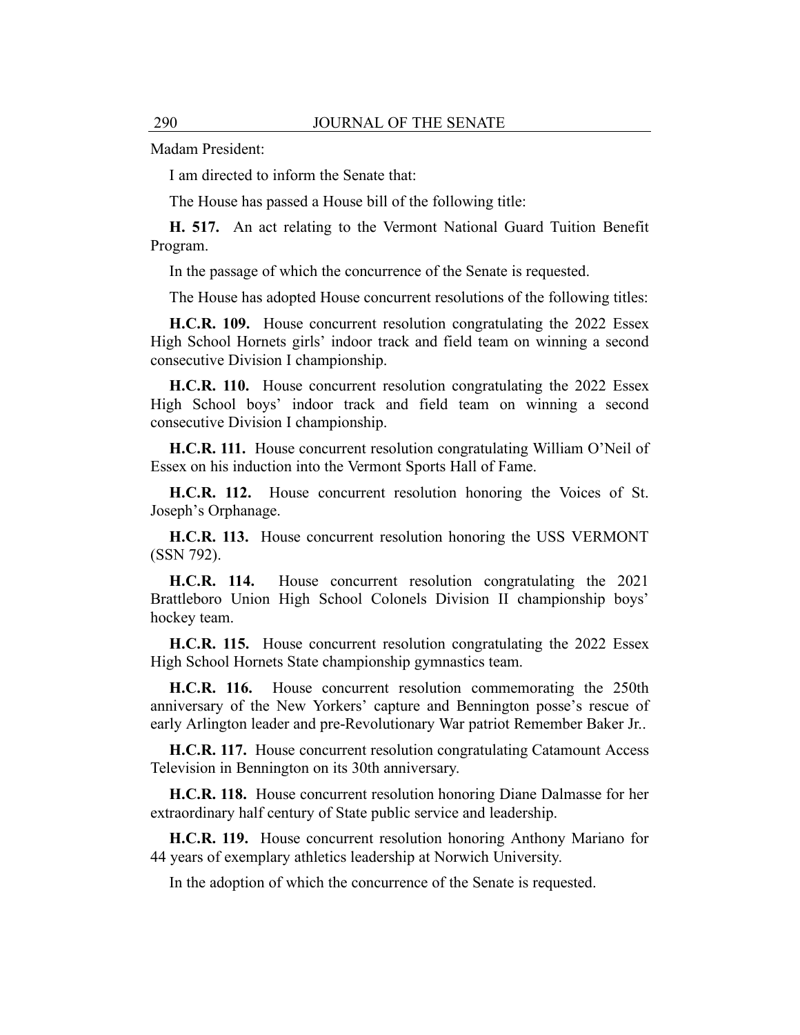Madam President:

I am directed to inform the Senate that:

The House has passed a House bill of the following title:

**H. 517.** An act relating to the Vermont National Guard Tuition Benefit Program.

In the passage of which the concurrence of the Senate is requested.

The House has adopted House concurrent resolutions of the following titles:

**H.C.R. 109.** House concurrent resolution congratulating the 2022 Essex High School Hornets girls' indoor track and field team on winning a second consecutive Division I championship.

**H.C.R. 110.** House concurrent resolution congratulating the 2022 Essex High School boys' indoor track and field team on winning a second consecutive Division I championship.

**H.C.R. 111.** House concurrent resolution congratulating William O'Neil of Essex on his induction into the Vermont Sports Hall of Fame.

**H.C.R. 112.** House concurrent resolution honoring the Voices of St. Joseph's Orphanage.

**H.C.R. 113.** House concurrent resolution honoring the USS VERMONT (SSN 792).

**H.C.R. 114.** House concurrent resolution congratulating the 2021 Brattleboro Union High School Colonels Division II championship boys' hockey team.

**H.C.R. 115.** House concurrent resolution congratulating the 2022 Essex High School Hornets State championship gymnastics team.

**H.C.R. 116.** House concurrent resolution commemorating the 250th anniversary of the New Yorkers' capture and Bennington posse's rescue of early Arlington leader and pre-Revolutionary War patriot Remember Baker Jr..

**H.C.R. 117.** House concurrent resolution congratulating Catamount Access Television in Bennington on its 30th anniversary.

**H.C.R. 118.** House concurrent resolution honoring Diane Dalmasse for her extraordinary half century of State public service and leadership.

**H.C.R. 119.** House concurrent resolution honoring Anthony Mariano for 44 years of exemplary athletics leadership at Norwich University.

In the adoption of which the concurrence of the Senate is requested.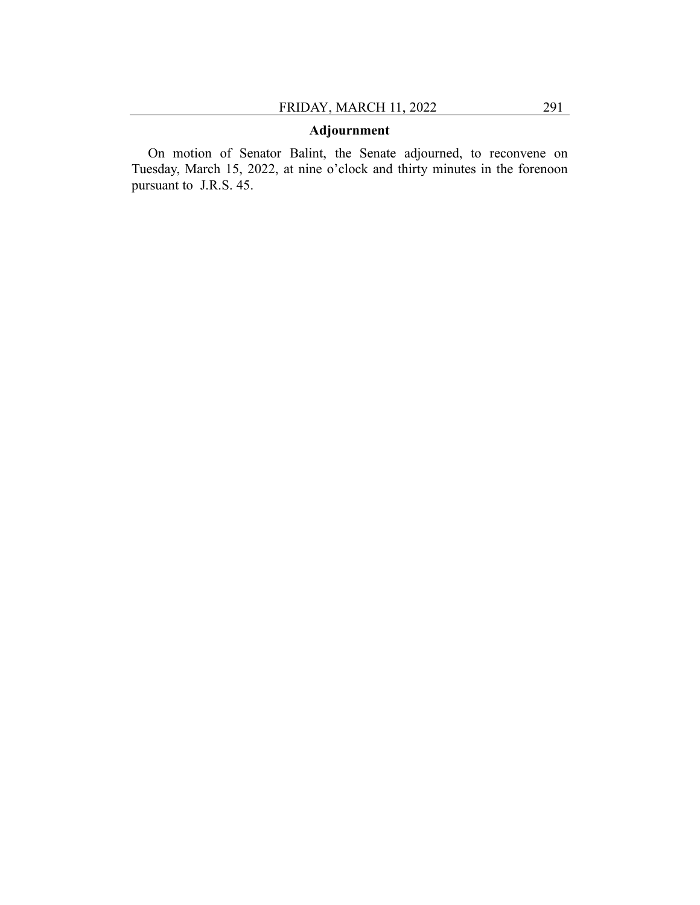## Adjournment

On motion of Senator Balint, the Senate adjourned, to reconvene on Tuesday, March 15, 2022, at nine o'clock and thirty minutes in the forenoon pursuant to J.R.S. 45.